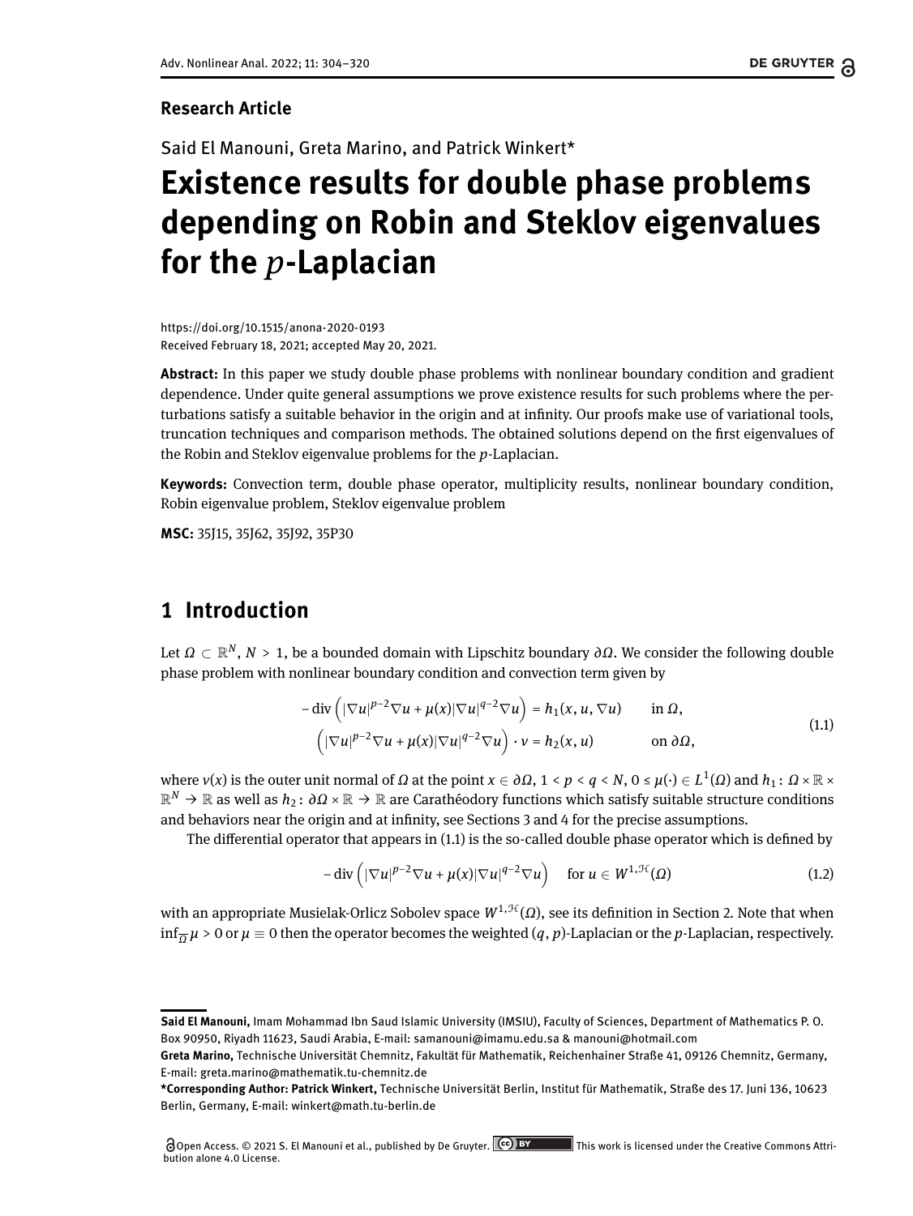**Research Article**

Said El Manouni, Greta Marino, and Patrick Winkert*

# Existence results for double phase problems depending on Robin and Steklov eigenvalues for the $p$-Laplacian

https://doi.org/10.1515/anona-2020-0193
Received February 18, 2021; accepted May 20, 2021.

**Abstract:** In this paper we study double phase problems with nonlinear boundary condition and gradient dependence. Under quite general assumptions we prove existence results for such problems where the perturbations satisfy a suitable behavior in the origin and at infinity. Our proofs make use of variational tools, truncation techniques and comparison methods. The obtained solutions depend on the first eigenvalues of the Robin and Steklov eigenvalue problems for the $p$-Laplacian.

**Keywords:** Convection term, double phase operator, multiplicity results, nonlinear boundary condition, Robin eigenvalue problem, Steklov eigenvalue problem

**MSC:** 35J15, 35J62, 35J92, 35P30

## 1 Introduction

Let $\Omega \subset \mathbb{R}^N$, $N > 1$, be a bounded domain with Lipschitz boundary $\partial\Omega$. We consider the following double phase problem with nonlinear boundary condition and convection term given by

$$
\begin{aligned}
-\operatorname{div}\left(|\nabla u|^{p-2}\nabla u + \mu(x)|\nabla u|^{q-2}\nabla u\right) &= h_1(x, u, \nabla u) \qquad \text{in } \Omega,\\
\left(|\nabla u|^{p-2}\nabla u + \mu(x)|\nabla u|^{q-2}\nabla u\right)\cdot \nu &= h_2(x, u) \qquad\qquad \text{on } \partial\Omega,
\end{aligned}
\tag{1.1}
$$

where $\nu(x)$ is the outer unit normal of $\Omega$ at the point $x \in \partial\Omega$, $1 < p < q < N$, $0 \le \mu(\cdot) \in L^1(\Omega)$ and $h_1 \colon \Omega \times \mathbb{R} \times \mathbb{R}^N \to \mathbb{R}$ as well as $h_2 \colon \partial\Omega \times \mathbb{R} \to \mathbb{R}$ are Carathéodory functions which satisfy suitable structure conditions and behaviors near the origin and at infinity, see Sections 3 and 4 for the precise assumptions.

The differential operator that appears in (1.1) is the so-called double phase operator which is defined by

$$
-\operatorname{div}\left(|\nabla u|^{p-2}\nabla u + \mu(x)|\nabla u|^{q-2}\nabla u\right) \qquad \text{for } u \in W^{1,\mathcal{H}}(\Omega) \tag{1.2}
$$

with an appropriate Musielak-Orlicz Sobolev space $W^{1,\mathcal{H}}(\Omega)$, see its definition in Section 2. Note that when $\inf_{\overline{\Omega}} \mu > 0$ or $\mu \equiv 0$ then the operator becomes the weighted $(q,p)$-Laplacian or the $p$-Laplacian, respectively.

---

**Said El Manouni,** Imam Mohammad Ibn Saud Islamic University (IMSIU), Faculty of Sciences, Department of Mathematics P. O. Box 90950, Riyadh 11623, Saudi Arabia, E-mail: samanouni@imamu.edu.sa & manouni@hotmail.com

**Greta Marino,** Technische Universität Chemnitz, Fakultät für Mathematik, Reichenhainer Straße 41, 09126 Chemnitz, Germany, E-mail: greta.marino@mathematik.tu-chemnitz.de

***Corresponding Author: Patrick Winkert,** Technische Universität Berlin, Institut für Mathematik, Straße des 17. Juni 136, 10623 Berlin, Germany, E-mail: winkert@math.tu-berlin.de

Open Access. © 2021 S. El Manouni et al., published by De Gruyter. This work is licensed under the Creative Commons Attribution alone 4.0 License.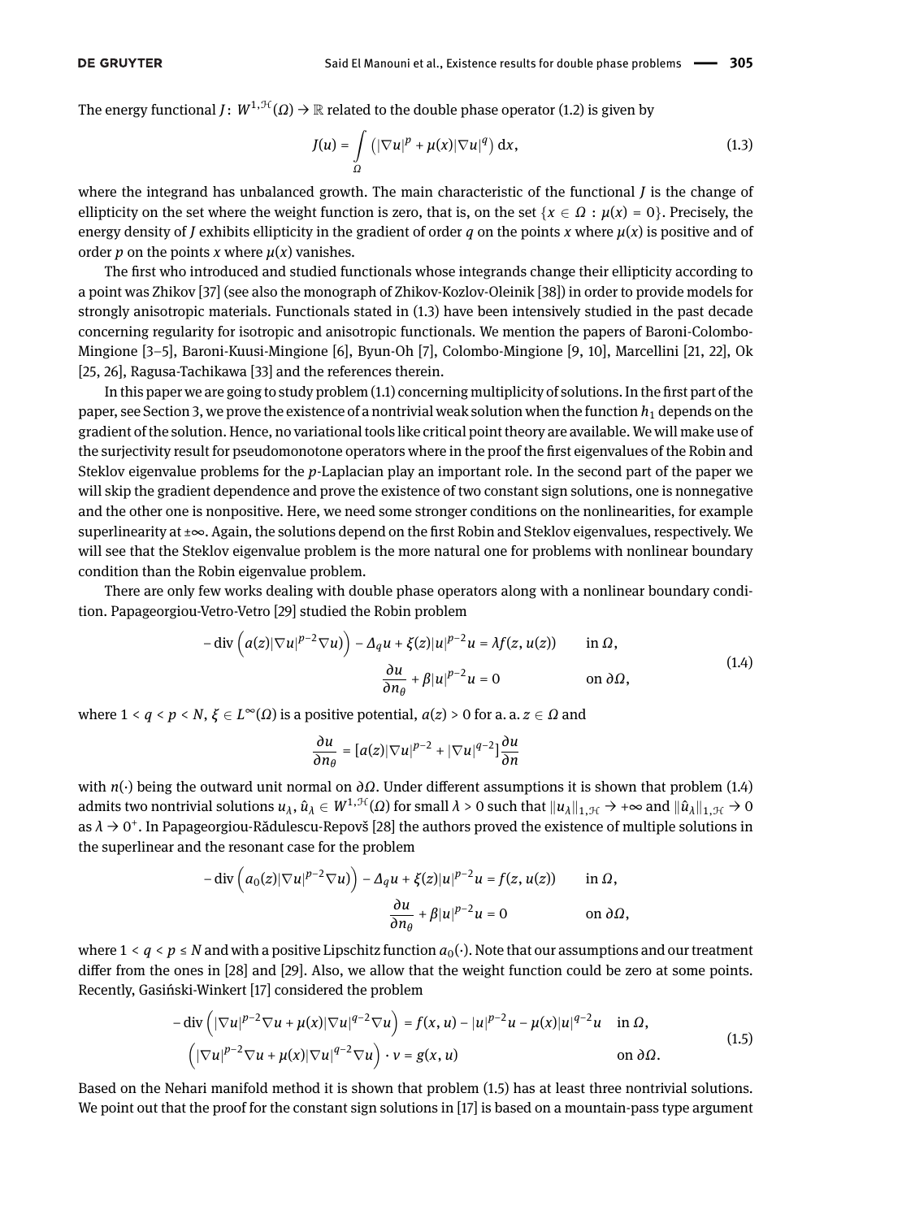The energy functional $J\colon W^{1,\mathcal{H}}(\Omega) \to \mathbb{R}$ related to the double phase operator (1.2) is given by

$$J(u) = \int_{\Omega} \left( |\nabla u|^p + \mu(x)|\nabla u|^q \right) \mathrm{d}x, \tag{1.3}$$

where the integrand has unbalanced growth. The main characteristic of the functional $J$ is the change of ellipticity on the set where the weight function is zero, that is, on the set $\{x \in \Omega : \mu(x) = 0\}$. Precisely, the energy density of $J$ exhibits ellipticity in the gradient of order $q$ on the points $x$ where $\mu(x)$ is positive and of order $p$ on the points $x$ where $\mu(x)$ vanishes.

The first who introduced and studied functionals whose integrands change their ellipticity according to a point was Zhikov [37] (see also the monograph of Zhikov-Kozlov-Oleinik [38]) in order to provide models for strongly anisotropic materials. Functionals stated in (1.3) have been intensively studied in the past decade concerning regularity for isotropic and anisotropic functionals. We mention the papers of Baroni-Colombo-Mingione [3–5], Baroni-Kuusi-Mingione [6], Byun-Oh [7], Colombo-Mingione [9, 10], Marcellini [21, 22], Ok [25, 26], Ragusa-Tachikawa [33] and the references therein.

In this paper we are going to study problem (1.1) concerning multiplicity of solutions. In the first part of the paper, see Section 3, we prove the existence of a nontrivial weak solution when the function $h_1$ depends on the gradient of the solution. Hence, no variational tools like critical point theory are available. We will make use of the surjectivity result for pseudomonotone operators where in the proof the first eigenvalues of the Robin and Steklov eigenvalue problems for the $p$-Laplacian play an important role. In the second part of the paper we will skip the gradient dependence and prove the existence of two constant sign solutions, one is nonnegative and the other one is nonpositive. Here, we need some stronger conditions on the nonlinearities, for example superlinearity at $\pm\infty$. Again, the solutions depend on the first Robin and Steklov eigenvalues, respectively. We will see that the Steklov eigenvalue problem is the more natural one for problems with nonlinear boundary condition than the Robin eigenvalue problem.

There are only few works dealing with double phase operators along with a nonlinear boundary condition. Papageorgiou-Vetro-Vetro [29] studied the Robin problem

$$\begin{aligned} -\operatorname{div}\left(a(z)|\nabla u|^{p-2}\nabla u)\right) - \Delta_q u + \xi(z)|u|^{p-2}u &= \lambda f(z, u(z)) \qquad \text{in } \Omega, \\ \frac{\partial u}{\partial n_\theta} + \beta|u|^{p-2}u &= 0 \qquad \text{on } \partial\Omega, \end{aligned} \tag{1.4}$$

where $1 < q < p < N$, $\xi \in L^\infty(\Omega)$ is a positive potential, $a(z) > 0$ for a. a. $z \in \Omega$ and

$$\frac{\partial u}{\partial n_\theta} = [a(z)|\nabla u|^{p-2} + |\nabla u|^{q-2}]\frac{\partial u}{\partial n}$$

with $n(\cdot)$ being the outward unit normal on $\partial\Omega$. Under different assumptions it is shown that problem (1.4) admits two nontrivial solutions $u_\lambda, \hat{u}_\lambda \in W^{1,\mathcal{H}}(\Omega)$ for small $\lambda > 0$ such that $\|u_\lambda\|_{1,\mathcal{H}} \to +\infty$ and $\|\hat{u}_\lambda\|_{1,\mathcal{H}} \to 0$ as $\lambda \to 0^+$. In Papageorgiou-Rădulescu-Repovš [28] the authors proved the existence of multiple solutions in the superlinear and the resonant case for the problem

$$\begin{aligned} -\operatorname{div}\left(a_0(z)|\nabla u|^{p-2}\nabla u)\right) - \Delta_q u + \xi(z)|u|^{p-2}u &= f(z, u(z)) \qquad \text{in } \Omega, \\ \frac{\partial u}{\partial n_\theta} + \beta|u|^{p-2}u &= 0 \qquad \text{on } \partial\Omega, \end{aligned}$$

where $1 < q < p \le N$ and with a positive Lipschitz function $a_0(\cdot)$. Note that our assumptions and our treatment differ from the ones in [28] and [29]. Also, we allow that the weight function could be zero at some points. Recently, Gasiński-Winkert [17] considered the problem

$$\begin{aligned} -\operatorname{div}\left(|\nabla u|^{p-2}\nabla u + \mu(x)|\nabla u|^{q-2}\nabla u\right) &= f(x, u) - |u|^{p-2}u - \mu(x)|u|^{q-2}u \quad \text{in } \Omega, \\ \left(|\nabla u|^{p-2}\nabla u + \mu(x)|\nabla u|^{q-2}\nabla u\right) \cdot \nu &= g(x, u) \quad \text{on } \partial\Omega. \end{aligned} \tag{1.5}$$

Based on the Nehari manifold method it is shown that problem (1.5) has at least three nontrivial solutions. We point out that the proof for the constant sign solutions in [17] is based on a mountain-pass type argument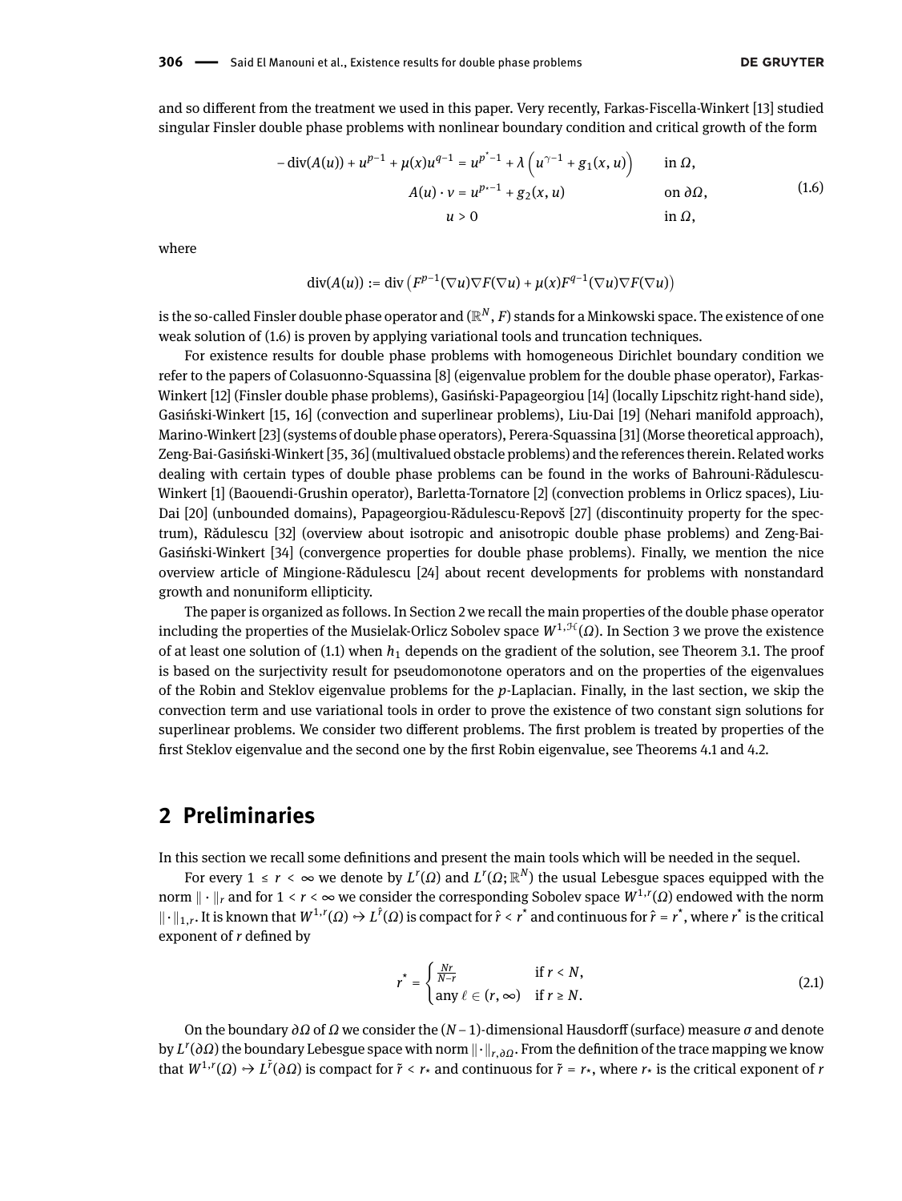and so different from the treatment we used in this paper. Very recently, Farkas-Fiscella-Winkert [13] studied singular Finsler double phase problems with nonlinear boundary condition and critical growth of the form

$$
\begin{aligned}
-\operatorname{div}(A(u)) + u^{p-1} + \mu(x)u^{q-1} &= u^{p^*-1} + \lambda\left(u^{\gamma-1} + g_1(x,u)\right) \qquad && \text{in } \Omega, \\
A(u)\cdot \nu &= u^{p_*-1} + g_2(x,u) && \text{on } \partial\Omega, \\
u &> 0 && \text{in } \Omega,
\end{aligned}
\tag{1.6}
$$

where

$$
\operatorname{div}(A(u)) := \operatorname{div}\left(F^{p-1}(\nabla u)\nabla F(\nabla u) + \mu(x)F^{q-1}(\nabla u)\nabla F(\nabla u)\right)
$$

is the so-called Finsler double phase operator and $(\mathbb{R}^N, F)$ stands for a Minkowski space. The existence of one weak solution of (1.6) is proven by applying variational tools and truncation techniques.

For existence results for double phase problems with homogeneous Dirichlet boundary condition we refer to the papers of Colasuonno-Squassina [8] (eigenvalue problem for the double phase operator), Farkas-Winkert [12] (Finsler double phase problems), Gasiński-Papageorgiou [14] (locally Lipschitz right-hand side), Gasiński-Winkert [15, 16] (convection and superlinear problems), Liu-Dai [19] (Nehari manifold approach), Marino-Winkert [23] (systems of double phase operators), Perera-Squassina [31] (Morse theoretical approach), Zeng-Bai-Gasiński-Winkert [35, 36] (multivalued obstacle problems) and the references therein. Related works dealing with certain types of double phase problems can be found in the works of Bahrouni-Rădulescu-Winkert [1] (Baouendi-Grushin operator), Barletta-Tornatore [2] (convection problems in Orlicz spaces), Liu-Dai [20] (unbounded domains), Papageorgiou-Rădulescu-Repovš [27] (discontinuity property for the spectrum), Rădulescu [32] (overview about isotropic and anisotropic double phase problems) and Zeng-Bai-Gasiński-Winkert [34] (convergence properties for double phase problems). Finally, we mention the nice overview article of Mingione-Rădulescu [24] about recent developments for problems with nonstandard growth and nonuniform ellipticity.

The paper is organized as follows. In Section 2 we recall the main properties of the double phase operator including the properties of the Musielak-Orlicz Sobolev space $W^{1,\mathcal{H}}(\Omega)$. In Section 3 we prove the existence of at least one solution of (1.1) when $h_1$ depends on the gradient of the solution, see Theorem 3.1. The proof is based on the surjectivity result for pseudomonotone operators and on the properties of the eigenvalues of the Robin and Steklov eigenvalue problems for the $p$-Laplacian. Finally, in the last section, we skip the convection term and use variational tools in order to prove the existence of two constant sign solutions for superlinear problems. We consider two different problems. The first problem is treated by properties of the first Steklov eigenvalue and the second one by the first Robin eigenvalue, see Theorems 4.1 and 4.2.

## 2 Preliminaries

In this section we recall some definitions and present the main tools which will be needed in the sequel.

For every $1 \le r < \infty$ we denote by $L^r(\Omega)$ and $L^r(\Omega;\mathbb{R}^N)$ the usual Lebesgue spaces equipped with the norm $\|\cdot\|_r$ and for $1 < r < \infty$ we consider the corresponding Sobolev space $W^{1,r}(\Omega)$ endowed with the norm $\|\cdot\|_{1,r}$. It is known that $W^{1,r}(\Omega) \hookrightarrow L^{\hat{r}}(\Omega)$ is compact for $\hat{r} < r^*$ and continuous for $\hat{r} = r^*$, where $r^*$ is the critical exponent of $r$ defined by

$$
r^* = \begin{cases} \frac{Nr}{N-r} & \text{if } r < N, \\ \text{any } \ell \in (r,\infty) & \text{if } r \ge N. \end{cases}
\tag{2.1}
$$

On the boundary $\partial\Omega$ of $\Omega$ we consider the $(N-1)$-dimensional Hausdorff (surface) measure $\sigma$ and denote by $L^r(\partial\Omega)$ the boundary Lebesgue space with norm $\|\cdot\|_{r,\partial\Omega}$. From the definition of the trace mapping we know that $W^{1,r}(\Omega) \hookrightarrow L^{\tilde{r}}(\partial\Omega)$ is compact for $\tilde{r} < r_*$ and continuous for $\tilde{r} = r_*$, where $r_*$ is the critical exponent of $r$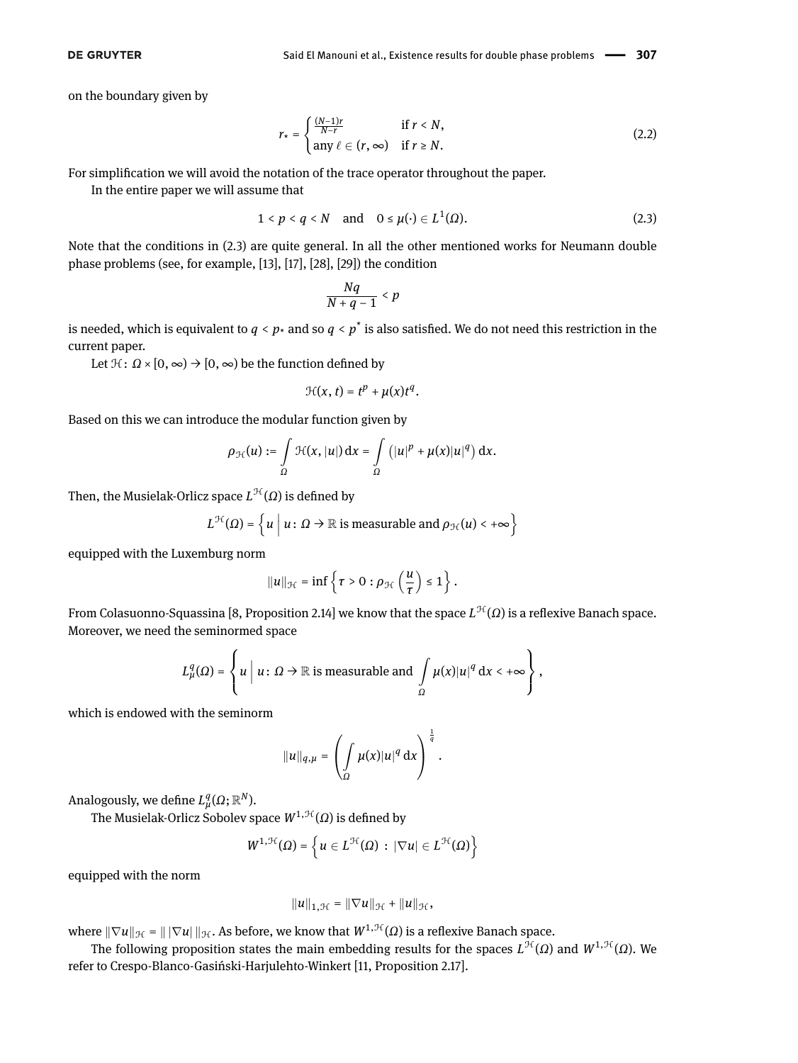on the boundary given by

$$r_\star = \begin{cases} \frac{(N-1)r}{N-r} & \text{if } r < N, \\ \text{any } \ell \in (r, \infty) & \text{if } r \geq N. \end{cases} \tag{2.2}$$

For simplification we will avoid the notation of the trace operator throughout the paper.

In the entire paper we will assume that

$$1 < p < q < N \quad \text{and} \quad 0 \leq \mu(\cdot) \in L^1(\Omega). \tag{2.3}$$

Note that the conditions in (2.3) are quite general. In all the other mentioned works for Neumann double phase problems (see, for example, [13], [17], [28], [29]) the condition

$$\frac{Nq}{N+q-1} < p$$

is needed, which is equivalent to $q < p_\star$ and so $q < p^\star$ is also satisfied. We do not need this restriction in the current paper.

Let $\mathcal{H}\colon \Omega \times [0,\infty) \to [0,\infty)$ be the function defined by

$$\mathcal{H}(x,t) = t^p + \mu(x)t^q.$$

Based on this we can introduce the modular function given by

$$\rho_{\mathcal{H}}(u) := \int_\Omega \mathcal{H}(x,|u|)\,\mathrm{d}x = \int_\Omega \left(|u|^p + \mu(x)|u|^q\right)\mathrm{d}x.$$

Then, the Musielak-Orlicz space $L^{\mathcal{H}}(\Omega)$ is defined by

$$L^{\mathcal{H}}(\Omega) = \left\{ u \;\middle|\; u\colon \Omega \to \mathbb{R} \text{ is measurable and } \rho_{\mathcal{H}}(u) < +\infty \right\}$$

equipped with the Luxemburg norm

$$\|u\|_{\mathcal{H}} = \inf\left\{ \tau > 0 : \rho_{\mathcal{H}}\left(\frac{u}{\tau}\right) \leq 1 \right\}.$$

From Colasuonno-Squassina [8, Proposition 2.14] we know that the space $L^{\mathcal{H}}(\Omega)$ is a reflexive Banach space. Moreover, we need the seminormed space

$$L^q_\mu(\Omega) = \left\{ u \;\middle|\; u\colon \Omega \to \mathbb{R} \text{ is measurable and } \int_\Omega \mu(x)|u|^q\,\mathrm{d}x < +\infty \right\},$$

which is endowed with the seminorm

$$\|u\|_{q,\mu} = \left( \int_\Omega \mu(x)|u|^q\,\mathrm{d}x \right)^{\frac{1}{q}}.$$

Analogously, we define $L^q_\mu(\Omega;\mathbb{R}^N)$.

The Musielak-Orlicz Sobolev space $W^{1,\mathcal{H}}(\Omega)$ is defined by

$$W^{1,\mathcal{H}}(\Omega) = \left\{ u \in L^{\mathcal{H}}(\Omega) \,:\, |\nabla u| \in L^{\mathcal{H}}(\Omega) \right\}$$

equipped with the norm

$$\|u\|_{1,\mathcal{H}} = \|\nabla u\|_{\mathcal{H}} + \|u\|_{\mathcal{H}},$$

where $\|\nabla u\|_{\mathcal{H}} = \|\,|\nabla u|\,\|_{\mathcal{H}}$. As before, we know that $W^{1,\mathcal{H}}(\Omega)$ is a reflexive Banach space.

The following proposition states the main embedding results for the spaces $L^{\mathcal{H}}(\Omega)$ and $W^{1,\mathcal{H}}(\Omega)$. We refer to Crespo-Blanco-Gasiński-Harjulehto-Winkert [11, Proposition 2.17].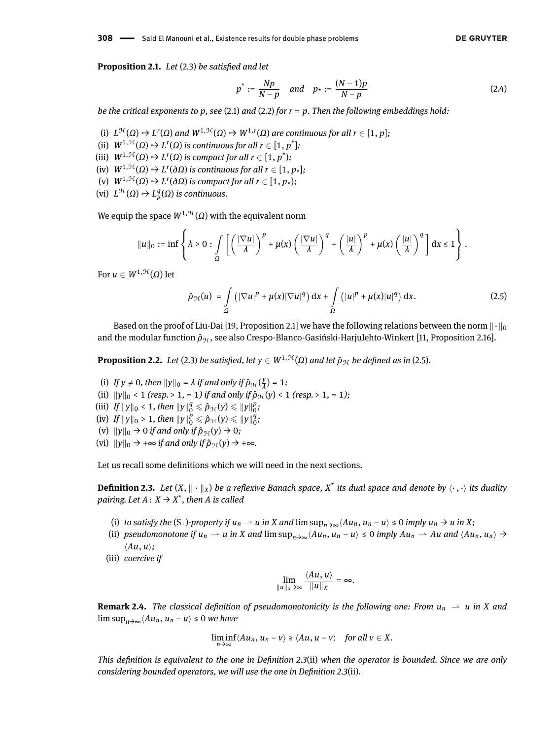**Proposition 2.1.** *Let* (2.3) *be satisfied and let*

$$p^* := \frac{Np}{N-p} \quad \text{and} \quad p_* := \frac{(N-1)p}{N-p} \tag{2.4}$$

*be the critical exponents to* $p$*, see* (2.1) *and* (2.2) *for* $r = p$*. Then the following embeddings hold:*

(i) $L^{\mathcal{H}}(\Omega) \hookrightarrow L^r(\Omega)$ *and* $W^{1,\mathcal{H}}(\Omega) \hookrightarrow W^{1,r}(\Omega)$ *are continuous for all* $r \in [1,p]$*;*
(ii) $W^{1,\mathcal{H}}(\Omega) \hookrightarrow L^r(\Omega)$ *is continuous for all* $r \in [1,p^*]$*;*
(iii) $W^{1,\mathcal{H}}(\Omega) \hookrightarrow L^r(\Omega)$ *is compact for all* $r \in [1,p^*)$*;*
(iv) $W^{1,\mathcal{H}}(\Omega) \hookrightarrow L^r(\partial\Omega)$ *is continuous for all* $r \in [1,p_*]$*;*
(v) $W^{1,\mathcal{H}}(\Omega) \hookrightarrow L^r(\partial\Omega)$ *is compact for all* $r \in [1,p_*)$*;*
(vi) $L^{\mathcal{H}}(\Omega) \hookrightarrow L^q_\mu(\Omega)$ *is continuous.*

We equip the space $W^{1,\mathcal{H}}(\Omega)$ with the equivalent norm

$$\|u\|_0 := \inf\left\{\lambda > 0 : \int_\Omega \left[\left(\frac{|\nabla u|}{\lambda}\right)^p + \mu(x)\left(\frac{|\nabla u|}{\lambda}\right)^q + \left(\frac{|u|}{\lambda}\right)^p + \mu(x)\left(\frac{|u|}{\lambda}\right)^q\right] \mathrm{d}x \le 1\right\}.$$

For $u \in W^{1,\mathcal{H}}(\Omega)$ let

$$\hat{\rho}_{\mathcal{H}}(u) = \int_\Omega \left(|\nabla u|^p + \mu(x)|\nabla u|^q\right) \mathrm{d}x + \int_\Omega \left(|u|^p + \mu(x)|u|^q\right) \mathrm{d}x. \tag{2.5}$$

Based on the proof of Liu-Dai [19, Proposition 2.1] we have the following relations between the norm $\|\cdot\|_0$ and the modular function $\hat{\rho}_{\mathcal{H}}$, see also Crespo-Blanco-Gasiński-Harjulehto-Winkert [11, Proposition 2.16].

**Proposition 2.2.** *Let* (2.3) *be satisfied, let* $y \in W^{1,\mathcal{H}}(\Omega)$ *and let* $\hat{\rho}_{\mathcal{H}}$ *be defined as in* (2.5)*.*

(i) *If* $y \neq 0$*, then* $\|y\|_0 = \lambda$ *if and only if* $\hat{\rho}_{\mathcal{H}}(\frac{y}{\lambda}) = 1$*;*
(ii) $\|y\|_0 < 1$ *(resp.* $> 1$*,* $= 1$*) if and only if* $\hat{\rho}_{\mathcal{H}}(y) < 1$ *(resp.* $> 1$*,* $= 1$*);*
(iii) *If* $\|y\|_0 < 1$*, then* $\|y\|_0^q \leqslant \hat{\rho}_{\mathcal{H}}(y) \leqslant \|y\|_0^p$*;*
(iv) *If* $\|y\|_0 > 1$*, then* $\|y\|_0^p \leqslant \hat{\rho}_{\mathcal{H}}(y) \leqslant \|y\|_0^q$*;*
(v) $\|y\|_0 \to 0$ *if and only if* $\hat{\rho}_{\mathcal{H}}(y) \to 0$*;*
(vi) $\|y\|_0 \to +\infty$ *if and only if* $\hat{\rho}_{\mathcal{H}}(y) \to +\infty$*.*

Let us recall some definitions which we will need in the next sections.

**Definition 2.3.** *Let* $(X, \|\cdot\|_X)$ *be a reflexive Banach space,* $X^*$ *its dual space and denote by* $\langle\cdot,\cdot\rangle$ *its duality pairing. Let* $A\colon X \to X^*$*, then* $A$ *is called*

(i) *to satisfy the* $(\mathrm{S}_+)$*-property if* $u_n \rightharpoonup u$ *in* $X$ *and* $\limsup_{n\to\infty}\langle Au_n, u_n - u\rangle \le 0$ *imply* $u_n \to u$ *in* $X$*;*
(ii) *pseudomonotone if* $u_n \rightharpoonup u$ *in* $X$ *and* $\limsup_{n\to\infty}\langle Au_n, u_n - u\rangle \le 0$ *imply* $Au_n \rightharpoonup Au$ *and* $\langle Au_n, u_n\rangle \to \langle Au, u\rangle$*;*
(iii) *coercive if*

$$\lim_{\|u\|_X\to\infty} \frac{\langle Au, u\rangle}{\|u\|_X} = \infty.$$

**Remark 2.4.** *The classical definition of pseudomonotonicity is the following one: From* $u_n \rightharpoonup u$ *in* $X$ *and* $\limsup_{n\to\infty}\langle Au_n, u_n - u\rangle \le 0$ *we have*

$$\liminf_{n\to\infty}\langle Au_n, u_n - v\rangle \ge \langle Au, u - v\rangle \quad \text{for all } v \in X.$$

*This definition is equivalent to the one in Definition 2.3*(ii) *when the operator is bounded. Since we are only considering bounded operators, we will use the one in Definition 2.3*(ii)*.*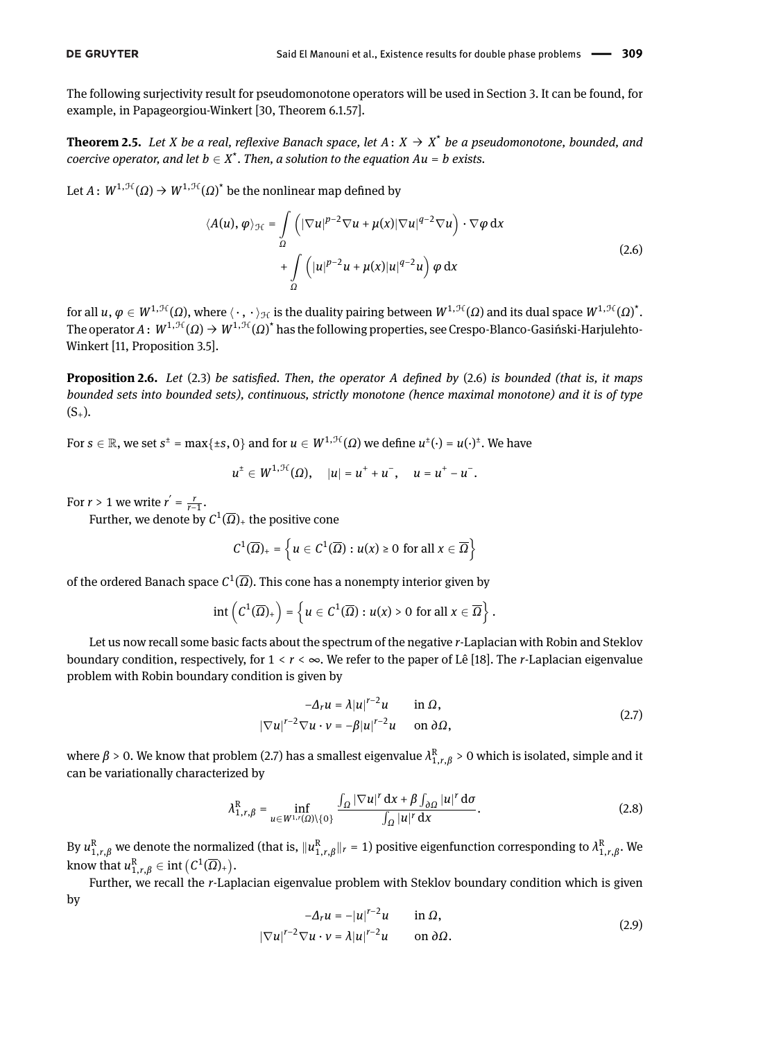The following surjectivity result for pseudomonotone operators will be used in Section 3. It can be found, for example, in Papageorgiou-Winkert [30, Theorem 6.1.57].

**Theorem 2.5.** *Let $X$ be a real, reflexive Banach space, let $A\colon X \to X^*$ be a pseudomonotone, bounded, and coercive operator, and let $b \in X^*$. Then, a solution to the equation $Au = b$ exists.*

Let $A\colon W^{1,\mathcal{H}}(\Omega) \to W^{1,\mathcal{H}}(\Omega)^*$ be the nonlinear map defined by

$$
\begin{aligned}
\langle A(u), \varphi\rangle_{\mathcal{H}} = &\int_\Omega \left(|\nabla u|^{p-2}\nabla u + \mu(x)|\nabla u|^{q-2}\nabla u\right)\cdot \nabla\varphi \,\mathrm{d}x \\
&+ \int_\Omega \left(|u|^{p-2}u + \mu(x)|u|^{q-2}u\right)\varphi \,\mathrm{d}x
\end{aligned}
\tag{2.6}
$$

for all $u, \varphi \in W^{1,\mathcal{H}}(\Omega)$, where $\langle\cdot\,,\cdot\rangle_{\mathcal{H}}$ is the duality pairing between $W^{1,\mathcal{H}}(\Omega)$ and its dual space $W^{1,\mathcal{H}}(\Omega)^*$. The operator $A\colon W^{1,\mathcal{H}}(\Omega) \to W^{1,\mathcal{H}}(\Omega)^*$ has the following properties, see Crespo-Blanco-Gasiński-Harjulehto-Winkert [11, Proposition 3.5].

**Proposition 2.6.** *Let* (2.3) *be satisfied. Then, the operator $A$ defined by* (2.6) *is bounded (that is, it maps bounded sets into bounded sets), continuous, strictly monotone (hence maximal monotone) and it is of type* $(\mathrm{S}_+)$.

For $s \in \mathbb{R}$, we set $s^\pm = \max\{\pm s, 0\}$ and for $u \in W^{1,\mathcal{H}}(\Omega)$ we define $u^\pm(\cdot) = u(\cdot)^\pm$. We have

$$
u^\pm \in W^{1,\mathcal{H}}(\Omega), \quad |u| = u^+ + u^-, \quad u = u^+ - u^-.
$$

For $r > 1$ we write $r' = \frac{r}{r-1}$.

Further, we denote by $C^1(\overline{\Omega})_+$ the positive cone

$$
C^1(\overline{\Omega})_+ = \left\{u \in C^1(\overline{\Omega}) : u(x) \geq 0 \text{ for all } x \in \overline{\Omega}\right\}
$$

of the ordered Banach space $C^1(\overline{\Omega})$. This cone has a nonempty interior given by

$$
\operatorname{int}\left(C^1(\overline{\Omega})_+\right) = \left\{u \in C^1(\overline{\Omega}) : u(x) > 0 \text{ for all } x \in \overline{\Omega}\right\}.
$$

Let us now recall some basic facts about the spectrum of the negative $r$-Laplacian with Robin and Steklov boundary condition, respectively, for $1 < r < \infty$. We refer to the paper of Lê [18]. The $r$-Laplacian eigenvalue problem with Robin boundary condition is given by

$$
\begin{aligned}
-\Delta_r u &= \lambda |u|^{r-2}u \qquad && \text{in } \Omega,\\
|\nabla u|^{r-2}\nabla u\cdot \nu &= -\beta|u|^{r-2}u && \text{on } \partial\Omega,
\end{aligned}
\tag{2.7}
$$

where $\beta > 0$. We know that problem (2.7) has a smallest eigenvalue $\lambda_{1,r,\beta}^{\mathrm{R}} > 0$ which is isolated, simple and it can be variationally characterized by

$$
\lambda_{1,r,\beta}^{\mathrm{R}} = \inf_{u \in W^{1,r}(\Omega)\setminus\{0\}} \frac{\int_\Omega |\nabla u|^r \,\mathrm{d}x + \beta\int_{\partial\Omega}|u|^r \,\mathrm{d}\sigma}{\int_\Omega |u|^r \,\mathrm{d}x}.
\tag{2.8}
$$

By $u_{1,r,\beta}^{\mathrm{R}}$ we denote the normalized (that is, $\|u_{1,r,\beta}^{\mathrm{R}}\|_r = 1$) positive eigenfunction corresponding to $\lambda_{1,r,\beta}^{\mathrm{R}}$. We know that $u_{1,r,\beta}^{\mathrm{R}} \in \operatorname{int}\left(C^1(\overline{\Omega})_+\right)$.

Further, we recall the $r$-Laplacian eigenvalue problem with Steklov boundary condition which is given by

$$
\begin{aligned}
-\Delta_r u &= -|u|^{r-2}u \qquad && \text{in } \Omega,\\
|\nabla u|^{r-2}\nabla u\cdot \nu &= \lambda|u|^{r-2}u && \text{on } \partial\Omega.
\end{aligned}
\tag{2.9}
$$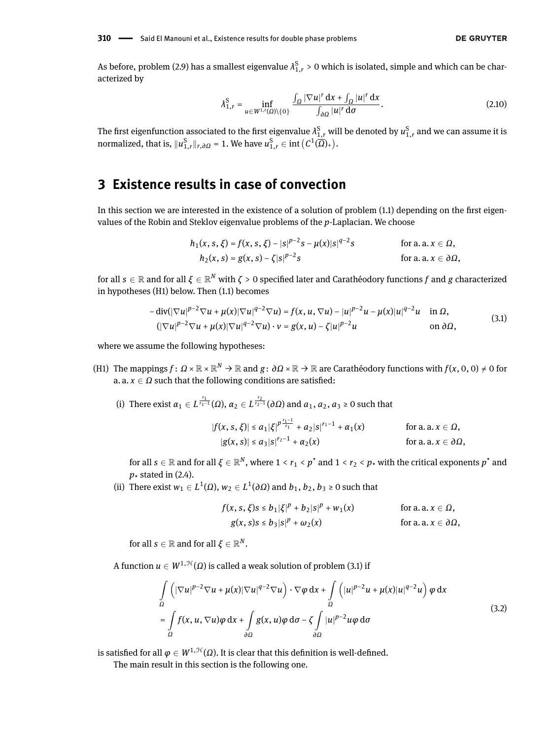As before, problem (2.9) has a smallest eigenvalue $\lambda_{1,r}^{\mathrm{S}} > 0$ which is isolated, simple and which can be characterized by

$$\lambda_{1,r}^{\mathrm{S}} = \inf_{u \in W^{1,r}(\Omega)\setminus\{0\}} \frac{\int_\Omega |\nabla u|^r \,\mathrm{d}x + \int_\Omega |u|^r \,\mathrm{d}x}{\int_{\partial\Omega} |u|^r \,\mathrm{d}\sigma}. \tag{2.10}$$

The first eigenfunction associated to the first eigenvalue $\lambda_{1,r}^{\mathrm{S}}$ will be denoted by $u_{1,r}^{\mathrm{S}}$ and we can assume it is normalized, that is, $\|u_{1,r}^{\mathrm{S}}\|_{r,\partial\Omega} = 1$. We have $u_{1,r}^{\mathrm{S}} \in \operatorname{int}\left(C^1(\overline{\Omega})_+\right)$.

## 3 Existence results in case of convection

In this section we are interested in the existence of a solution of problem (1.1) depending on the first eigenvalues of the Robin and Steklov eigenvalue problems of the $p$-Laplacian. We choose

$$\begin{aligned} h_1(x,s,\xi) &= f(x,s,\xi) - |s|^{p-2}s - \mu(x)|s|^{q-2}s && \text{for a. a. } x \in \Omega,\\ h_2(x,s) &= g(x,s) - \zeta|s|^{p-2}s && \text{for a. a. } x \in \partial\Omega, \end{aligned}$$

for all $s \in \mathbb{R}$ and for all $\xi \in \mathbb{R}^N$ with $\zeta > 0$ specified later and Carathéodory functions $f$ and $g$ characterized in hypotheses (H1) below. Then (1.1) becomes

$$\begin{aligned} -\operatorname{div}(|\nabla u|^{p-2}\nabla u + \mu(x)|\nabla u|^{q-2}\nabla u) &= f(x,u,\nabla u) - |u|^{p-2}u - \mu(x)|u|^{q-2}u && \text{in } \Omega,\\ (|\nabla u|^{p-2}\nabla u + \mu(x)|\nabla u|^{q-2}\nabla u)\cdot \nu &= g(x,u) - \zeta|u|^{p-2}u && \text{on } \partial\Omega, \end{aligned} \tag{3.1}$$

where we assume the following hypotheses:

(H1) The mappings $f\colon \Omega\times\mathbb{R}\times\mathbb{R}^N \to \mathbb{R}$ and $g\colon \partial\Omega\times\mathbb{R}\to\mathbb{R}$ are Carathéodory functions with $f(x,0,0) \neq 0$ for a. a. $x \in \Omega$ such that the following conditions are satisfied:

(i) There exist $\alpha_1 \in L^{\frac{r_1}{r_1-1}}(\Omega)$, $\alpha_2 \in L^{\frac{r_2}{r_2-1}}(\partial\Omega)$ and $a_1, a_2, a_3 \geq 0$ such that

$$\begin{aligned} |f(x,s,\xi)| &\leq a_1|\xi|^{p\frac{r_1-1}{r_1}} + a_2|s|^{r_1-1} + \alpha_1(x) && \text{for a. a. } x \in \Omega,\\ |g(x,s)| &\leq a_3|s|^{r_2-1} + \alpha_2(x) && \text{for a. a. } x \in \partial\Omega, \end{aligned}$$

for all $s \in \mathbb{R}$ and for all $\xi \in \mathbb{R}^N$, where $1 < r_1 < p^*$ and $1 < r_2 < p_*$ with the critical exponents $p^*$ and $p_*$ stated in (2.4).

(ii) There exist $w_1 \in L^1(\Omega)$, $w_2 \in L^1(\partial\Omega)$ and $b_1, b_2, b_3 \geq 0$ such that

$$\begin{aligned} f(x,s,\xi)s &\leq b_1|\xi|^p + b_2|s|^p + w_1(x) && \text{for a. a. } x \in \Omega,\\ g(x,s)s &\leq b_3|s|^p + \omega_2(x) && \text{for a. a. } x \in \partial\Omega, \end{aligned}$$

for all $s \in \mathbb{R}$ and for all $\xi \in \mathbb{R}^N$.

A function $u \in W^{1,\mathcal{H}}(\Omega)$ is called a weak solution of problem (3.1) if

$$\begin{aligned} &\int_\Omega \left(|\nabla u|^{p-2}\nabla u + \mu(x)|\nabla u|^{q-2}\nabla u\right)\cdot\nabla\varphi \,\mathrm{d}x + \int_\Omega \left(|u|^{p-2}u + \mu(x)|u|^{q-2}u\right)\varphi\,\mathrm{d}x\\ &= \int_\Omega f(x,u,\nabla u)\varphi\,\mathrm{d}x + \int_{\partial\Omega} g(x,u)\varphi\,\mathrm{d}\sigma - \zeta\int_{\partial\Omega} |u|^{p-2}u\varphi\,\mathrm{d}\sigma \end{aligned} \tag{3.2}$$

is satisfied for all $\varphi \in W^{1,\mathcal{H}}(\Omega)$. It is clear that this definition is well-defined.

The main result in this section is the following one.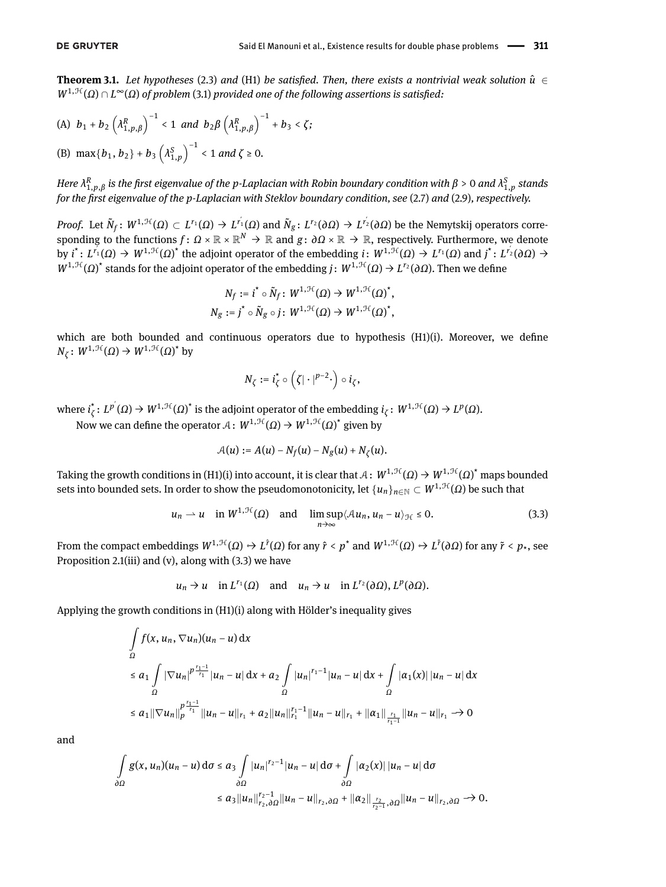**Theorem 3.1.** *Let hypotheses* (2.3) *and* (H1) *be satisfied. Then, there exists a nontrivial weak solution $\hat{u} \in W^{1,\mathcal{H}}(\Omega) \cap L^\infty(\Omega)$ of problem* (3.1) *provided one of the following assertions is satisfied:*

(A) $b_1 + b_2 \left(\lambda^R_{1,p,\beta}\right)^{-1} < 1$ *and* $b_2\beta \left(\lambda^R_{1,p,\beta}\right)^{-1} + b_3 < \zeta$*;*

(B) $\max\{b_1, b_2\} + b_3 \left(\lambda^S_{1,p}\right)^{-1} < 1$ *and* $\zeta \geq 0$.

*Here $\lambda^R_{1,p,\beta}$ is the first eigenvalue of the p-Laplacian with Robin boundary condition with $\beta > 0$ and $\lambda^S_{1,p}$ stands for the first eigenvalue of the p-Laplacian with Steklov boundary condition, see* (2.7) *and* (2.9)*, respectively.*

*Proof.* Let $\tilde{N}_f\colon W^{1,\mathcal{H}}(\Omega) \subset L^{r_1}(\Omega) \to L^{r_1'}(\Omega)$ and $\tilde{N}_g\colon L^{r_2}(\partial\Omega) \to L^{r_2'}(\partial\Omega)$ be the Nemytskij operators corresponding to the functions $f\colon \Omega \times \mathbb{R} \times \mathbb{R}^N \to \mathbb{R}$ and $g\colon \partial\Omega \times \mathbb{R} \to \mathbb{R}$, respectively. Furthermore, we denote by $i^\star\colon L^{r_1'}(\Omega) \to W^{1,\mathcal{H}}(\Omega)^\star$ the adjoint operator of the embedding $i\colon W^{1,\mathcal{H}}(\Omega) \to L^{r_1}(\Omega)$ and $j^\star\colon L^{r_2'}(\partial\Omega) \to W^{1,\mathcal{H}}(\Omega)^\star$ stands for the adjoint operator of the embedding $j\colon W^{1,\mathcal{H}}(\Omega) \to L^{r_2}(\partial\Omega)$. Then we define

$$N_f := i^\star \circ \tilde{N}_f\colon W^{1,\mathcal{H}}(\Omega) \to W^{1,\mathcal{H}}(\Omega)^\star,$$
$$N_g := j^\star \circ \tilde{N}_g \circ j\colon W^{1,\mathcal{H}}(\Omega) \to W^{1,\mathcal{H}}(\Omega)^\star,$$

which are both bounded and continuous operators due to hypothesis (H1)(i). Moreover, we define $N_\zeta\colon W^{1,\mathcal{H}}(\Omega) \to W^{1,\mathcal{H}}(\Omega)^\star$ by

$$N_\zeta := i_\zeta^\star \circ \left(\zeta|\cdot|^{p-2}\cdot\right) \circ i_\zeta,$$

where $i_\zeta^\star\colon L^{p'}(\Omega) \to W^{1,\mathcal{H}}(\Omega)^\star$ is the adjoint operator of the embedding $i_\zeta\colon W^{1,\mathcal{H}}(\Omega) \to L^p(\Omega)$.

Now we can define the operator $\mathcal{A}\colon W^{1,\mathcal{H}}(\Omega) \to W^{1,\mathcal{H}}(\Omega)^\star$ given by

$$\mathcal{A}(u) := A(u) - N_f(u) - N_g(u) + N_\zeta(u).$$

Taking the growth conditions in (H1)(i) into account, it is clear that $\mathcal{A}\colon W^{1,\mathcal{H}}(\Omega) \to W^{1,\mathcal{H}}(\Omega)^\star$ maps bounded sets into bounded sets. In order to show the pseudomonotonicity, let $\{u_n\}_{n\in\mathbb{N}} \subset W^{1,\mathcal{H}}(\Omega)$ be such that

$$u_n \rightharpoonup u \quad \text{in } W^{1,\mathcal{H}}(\Omega) \quad \text{and} \quad \limsup_{n\to\infty} \langle \mathcal{A}u_n, u_n - u\rangle_{\mathcal{H}} \leq 0. \tag{3.3}$$

From the compact embeddings $W^{1,\mathcal{H}}(\Omega) \hookrightarrow L^{\hat{r}}(\Omega)$ for any $\hat{r} < p^\star$ and $W^{1,\mathcal{H}}(\Omega) \hookrightarrow L^{\tilde{r}}(\partial\Omega)$ for any $\tilde{r} < p_\star$, see Proposition 2.1(iii) and (v), along with (3.3) we have

$$u_n \to u \quad \text{in } L^{r_1}(\Omega) \quad \text{and} \quad u_n \to u \quad \text{in } L^{r_2}(\partial\Omega), L^p(\partial\Omega).$$

Applying the growth conditions in (H1)(i) along with Hölder's inequality gives

$$\begin{aligned}
&\int_\Omega f(x, u_n, \nabla u_n)(u_n - u)\,\mathrm{d}x \\
&\leq a_1 \int_\Omega |\nabla u_n|^{p\frac{r_1-1}{r_1}} |u_n - u|\,\mathrm{d}x + a_2 \int_\Omega |u_n|^{r_1-1}|u_n - u|\,\mathrm{d}x + \int_\Omega |\alpha_1(x)|\,|u_n - u|\,\mathrm{d}x \\
&\leq a_1 \|\nabla u_n\|_p^{p\frac{r_1-1}{r_1}} \|u_n - u\|_{r_1} + a_2\|u_n\|_{r_1}^{r_1-1}\|u_n - u\|_{r_1} + \|\alpha_1\|_{\frac{r_1}{r_1-1}}\|u_n - u\|_{r_1} \longrightarrow 0
\end{aligned}$$

and

$$\begin{aligned}
\int_{\partial\Omega} g(x, u_n)(u_n - u)\,\mathrm{d}\sigma &\leq a_3 \int_{\partial\Omega} |u_n|^{r_2-1}|u_n - u|\,\mathrm{d}\sigma + \int_{\partial\Omega} |\alpha_2(x)|\,|u_n - u|\,\mathrm{d}\sigma \\
&\leq a_3\|u_n\|_{r_2,\partial\Omega}^{r_2-1}\|u_n - u\|_{r_2,\partial\Omega} + \|\alpha_2\|_{\frac{r_2}{r_2-1},\partial\Omega}\|u_n - u\|_{r_2,\partial\Omega} \longrightarrow 0.
\end{aligned}$$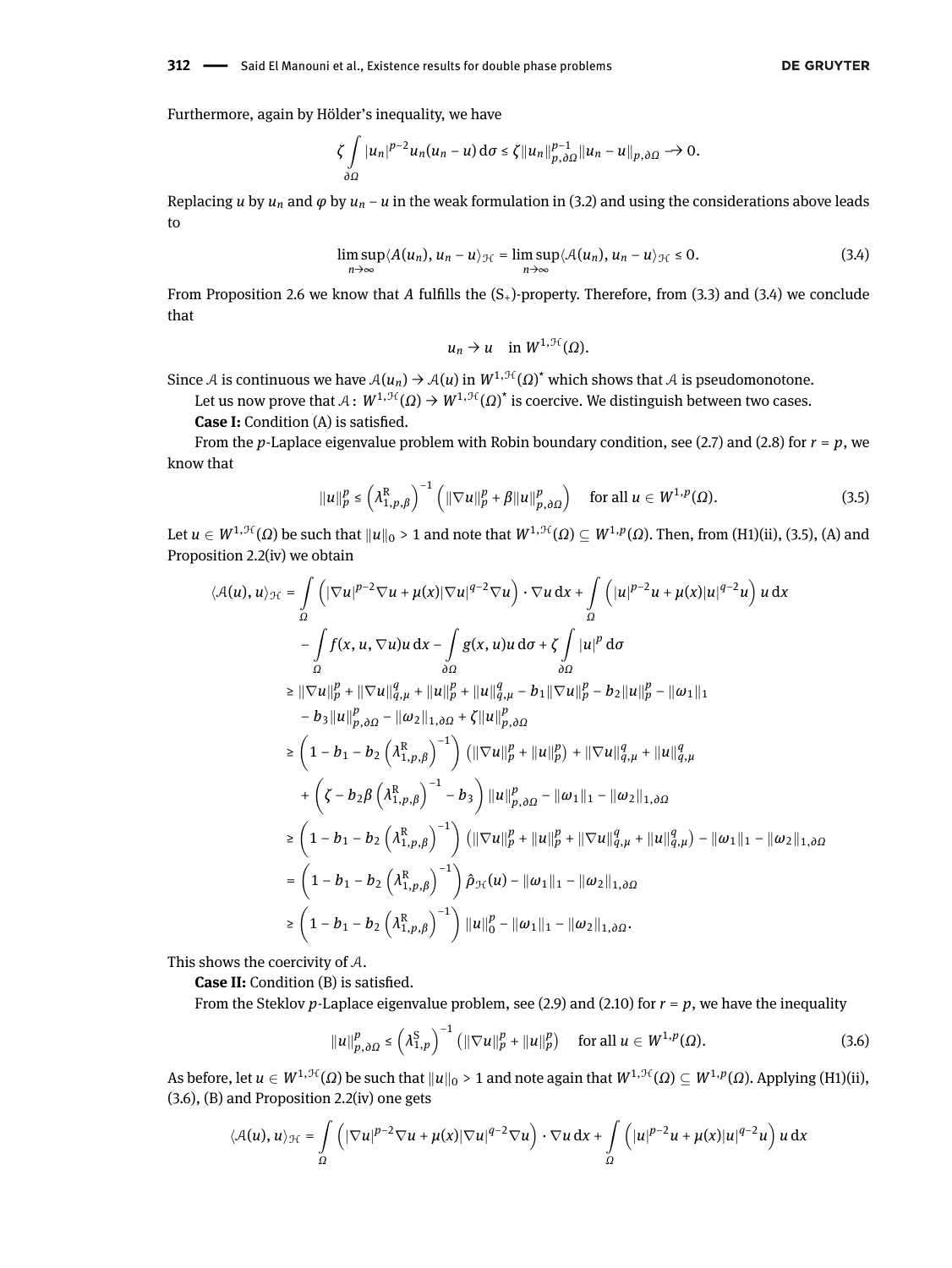Furthermore, again by Hölder's inequality, we have

$$\zeta \int_{\partial\Omega} |u_n|^{p-2} u_n (u_n - u) \,\mathrm{d}\sigma \le \zeta \|u_n\|_{p,\partial\Omega}^{p-1} \|u_n - u\|_{p,\partial\Omega} \longrightarrow 0.$$

Replacing $u$ by $u_n$ and $\varphi$ by $u_n - u$ in the weak formulation in (3.2) and using the considerations above leads to

$$\limsup_{n\to\infty} \langle A(u_n), u_n - u\rangle_{\mathcal{H}} = \limsup_{n\to\infty} \langle \mathcal{A}(u_n), u_n - u\rangle_{\mathcal{H}} \le 0. \tag{3.4}$$

From Proposition 2.6 we know that $A$ fulfills the $(\mathrm{S}_+)$-property. Therefore, from (3.3) and (3.4) we conclude that

$$u_n \to u \quad \text{in } W^{1,\mathcal{H}}(\Omega).$$

Since $\mathcal{A}$ is continuous we have $\mathcal{A}(u_n) \to \mathcal{A}(u)$ in $W^{1,\mathcal{H}}(\Omega)^*$ which shows that $\mathcal{A}$ is pseudomonotone.

Let us now prove that $\mathcal{A}\colon W^{1,\mathcal{H}}(\Omega) \to W^{1,\mathcal{H}}(\Omega)^*$ is coercive. We distinguish between two cases.

**Case I:** Condition (A) is satisfied.

From the $p$-Laplace eigenvalue problem with Robin boundary condition, see (2.7) and (2.8) for $r = p$, we know that

$$\|u\|_p^p \le \left(\lambda_{1,p,\beta}^{\mathrm{R}}\right)^{-1} \left(\|\nabla u\|_p^p + \beta \|u\|_{p,\partial\Omega}^p\right) \quad \text{for all } u \in W^{1,p}(\Omega). \tag{3.5}$$

Let $u \in W^{1,\mathcal{H}}(\Omega)$ be such that $\|u\|_0 > 1$ and note that $W^{1,\mathcal{H}}(\Omega) \subseteq W^{1,p}(\Omega)$. Then, from (H1)(ii), (3.5), (A) and Proposition 2.2(iv) we obtain

$$\begin{aligned}
\langle \mathcal{A}(u), u\rangle_{\mathcal{H}} &= \int_\Omega \left(|\nabla u|^{p-2}\nabla u + \mu(x)|\nabla u|^{q-2}\nabla u\right)\cdot \nabla u \,\mathrm{d}x + \int_\Omega \left(|u|^{p-2}u + \mu(x)|u|^{q-2}u\right) u \,\mathrm{d}x \\
&\quad - \int_\Omega f(x,u,\nabla u) u \,\mathrm{d}x - \int_{\partial\Omega} g(x,u) u \,\mathrm{d}\sigma + \zeta \int_{\partial\Omega} |u|^p \,\mathrm{d}\sigma \\
&\ge \|\nabla u\|_p^p + \|\nabla u\|_{q,\mu}^q + \|u\|_p^p + \|u\|_{q,\mu}^q - b_1\|\nabla u\|_p^p - b_2\|u\|_p^p - \|\omega_1\|_1 \\
&\quad - b_3\|u\|_{p,\partial\Omega}^p - \|\omega_2\|_{1,\partial\Omega} + \zeta\|u\|_{p,\partial\Omega}^p \\
&\ge \left(1 - b_1 - b_2\left(\lambda_{1,p,\beta}^{\mathrm{R}}\right)^{-1}\right)\left(\|\nabla u\|_p^p + \|u\|_p^p\right) + \|\nabla u\|_{q,\mu}^q + \|u\|_{q,\mu}^q \\
&\quad + \left(\zeta - b_2\beta\left(\lambda_{1,p,\beta}^{\mathrm{R}}\right)^{-1} - b_3\right)\|u\|_{p,\partial\Omega}^p - \|\omega_1\|_1 - \|\omega_2\|_{1,\partial\Omega} \\
&\ge \left(1 - b_1 - b_2\left(\lambda_{1,p,\beta}^{\mathrm{R}}\right)^{-1}\right)\left(\|\nabla u\|_p^p + \|u\|_p^p + \|\nabla u\|_{q,\mu}^q + \|u\|_{q,\mu}^q\right) - \|\omega_1\|_1 - \|\omega_2\|_{1,\partial\Omega} \\
&= \left(1 - b_1 - b_2\left(\lambda_{1,p,\beta}^{\mathrm{R}}\right)^{-1}\right)\hat{\rho}_{\mathcal{H}}(u) - \|\omega_1\|_1 - \|\omega_2\|_{1,\partial\Omega} \\
&\ge \left(1 - b_1 - b_2\left(\lambda_{1,p,\beta}^{\mathrm{R}}\right)^{-1}\right)\|u\|_0^p - \|\omega_1\|_1 - \|\omega_2\|_{1,\partial\Omega}.
\end{aligned}$$

This shows the coercivity of $\mathcal{A}$.

**Case II:** Condition (B) is satisfied.

From the Steklov $p$-Laplace eigenvalue problem, see (2.9) and (2.10) for $r = p$, we have the inequality

$$\|u\|_{p,\partial\Omega}^p \le \left(\lambda_{1,p}^{\mathrm{S}}\right)^{-1}\left(\|\nabla u\|_p^p + \|u\|_p^p\right) \quad \text{for all } u \in W^{1,p}(\Omega). \tag{3.6}$$

As before, let $u \in W^{1,\mathcal{H}}(\Omega)$ be such that $\|u\|_0 > 1$ and note again that $W^{1,\mathcal{H}}(\Omega) \subseteq W^{1,p}(\Omega)$. Applying (H1)(ii), (3.6), (B) and Proposition 2.2(iv) one gets

$$\langle \mathcal{A}(u), u\rangle_{\mathcal{H}} = \int_\Omega \left(|\nabla u|^{p-2}\nabla u + \mu(x)|\nabla u|^{q-2}\nabla u\right)\cdot \nabla u \,\mathrm{d}x + \int_\Omega \left(|u|^{p-2}u + \mu(x)|u|^{q-2}u\right) u \,\mathrm{d}x$$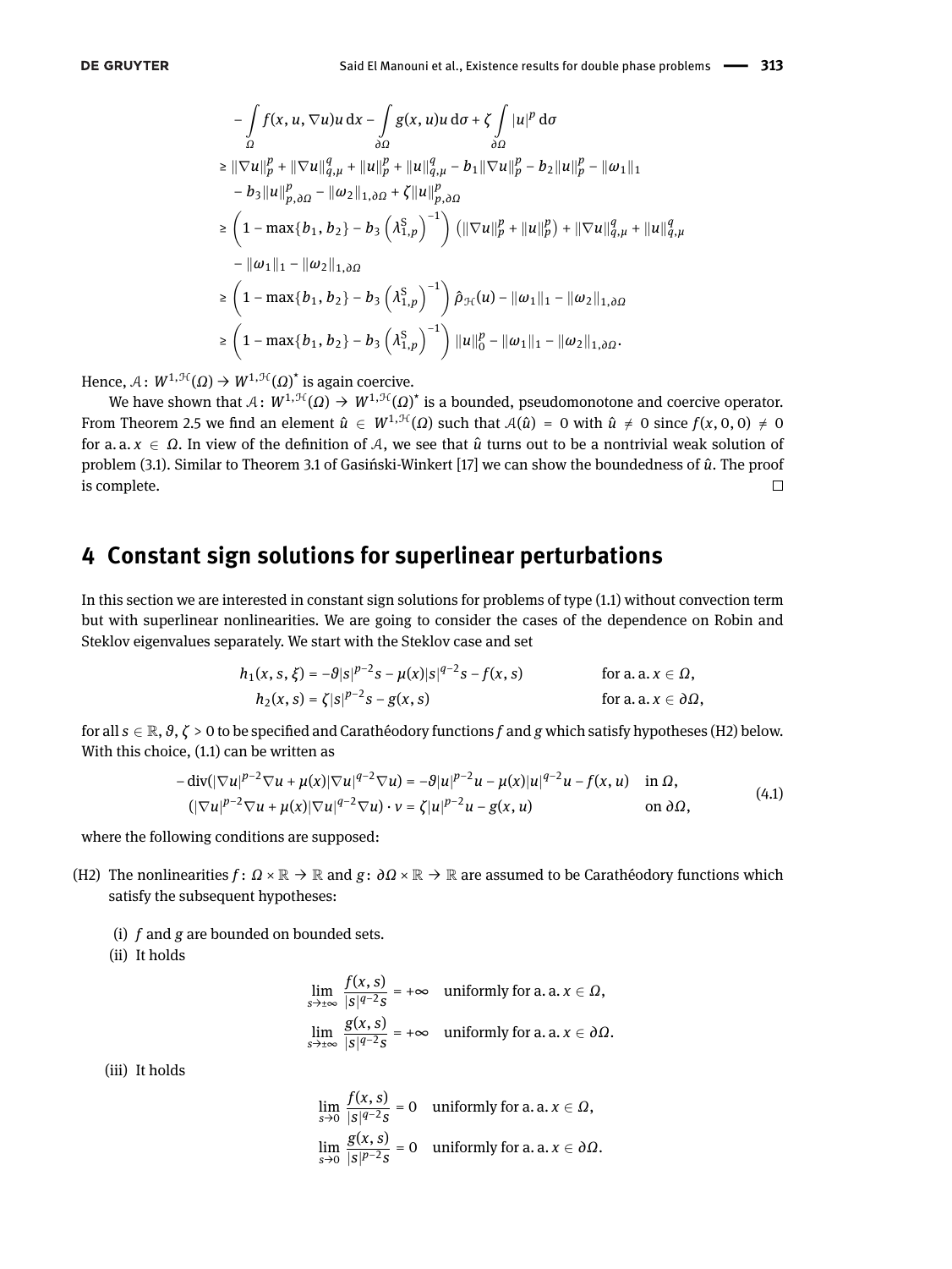$$
\begin{aligned}
&- \int_\Omega f(x,u,\nabla u) u \,\mathrm{d}x - \int_{\partial\Omega} g(x,u) u \,\mathrm{d}\sigma + \zeta \int_{\partial\Omega} |u|^p \,\mathrm{d}\sigma \\
&\geq \|\nabla u\|_p^p + \|\nabla u\|_{q,\mu}^q + \|u\|_p^p + \|u\|_{q,\mu}^q - b_1 \|\nabla u\|_p^p - b_2 \|u\|_p^p - \|\omega_1\|_1 \\
&\quad - b_3 \|u\|_{p,\partial\Omega}^p - \|\omega_2\|_{1,\partial\Omega} + \zeta \|u\|_{p,\partial\Omega}^p \\
&\geq \left(1 - \max\{b_1, b_2\} - b_3 \left(\lambda_{1,p}^{\mathrm{S}}\right)^{-1}\right) \left(\|\nabla u\|_p^p + \|u\|_p^p\right) + \|\nabla u\|_{q,\mu}^q + \|u\|_{q,\mu}^q \\
&\quad - \|\omega_1\|_1 - \|\omega_2\|_{1,\partial\Omega} \\
&\geq \left(1 - \max\{b_1, b_2\} - b_3 \left(\lambda_{1,p}^{\mathrm{S}}\right)^{-1}\right) \hat{\rho}_{\mathcal{H}}(u) - \|\omega_1\|_1 - \|\omega_2\|_{1,\partial\Omega} \\
&\geq \left(1 - \max\{b_1, b_2\} - b_3 \left(\lambda_{1,p}^{\mathrm{S}}\right)^{-1}\right) \|u\|_0^p - \|\omega_1\|_1 - \|\omega_2\|_{1,\partial\Omega}.
\end{aligned}
$$

Hence, $\mathcal{A}\colon W^{1,\mathcal{H}}(\Omega) \to W^{1,\mathcal{H}}(\Omega)^*$ is again coercive.

We have shown that $\mathcal{A}\colon W^{1,\mathcal{H}}(\Omega) \to W^{1,\mathcal{H}}(\Omega)^*$ is a bounded, pseudomonotone and coercive operator. From Theorem 2.5 we find an element $\hat{u} \in W^{1,\mathcal{H}}(\Omega)$ such that $\mathcal{A}(\hat{u}) = 0$ with $\hat{u} \neq 0$ since $f(x,0,0) \neq 0$ for a. a. $x \in \Omega$. In view of the definition of $\mathcal{A}$, we see that $\hat{u}$ turns out to be a nontrivial weak solution of problem (3.1). Similar to Theorem 3.1 of Gasiński-Winkert [17] we can show the boundedness of $\hat{u}$. The proof is complete. □

## 4 Constant sign solutions for superlinear perturbations

In this section we are interested in constant sign solutions for problems of type (1.1) without convection term but with superlinear nonlinearities. We are going to consider the cases of the dependence on Robin and Steklov eigenvalues separately. We start with the Steklov case and set

$$
\begin{aligned}
h_1(x,s,\xi) &= -\vartheta |s|^{p-2}s - \mu(x)|s|^{q-2}s - f(x,s) && \text{for a. a. } x \in \Omega, \\
h_2(x,s) &= \zeta |s|^{p-2}s - g(x,s) && \text{for a. a. } x \in \partial\Omega,
\end{aligned}
$$

for all $s \in \mathbb{R}$, $\vartheta, \zeta > 0$ to be specified and Carathéodory functions $f$ and $g$ which satisfy hypotheses (H2) below. With this choice, (1.1) can be written as

$$
\begin{aligned}
-\operatorname{div}(|\nabla u|^{p-2}\nabla u + \mu(x)|\nabla u|^{q-2}\nabla u) &= -\vartheta |u|^{p-2}u - \mu(x)|u|^{q-2}u - f(x,u) && \text{in } \Omega, \\
(|\nabla u|^{p-2}\nabla u + \mu(x)|\nabla u|^{q-2}\nabla u) \cdot \nu &= \zeta |u|^{p-2}u - g(x,u) && \text{on } \partial\Omega,
\end{aligned}
\tag{4.1}
$$

where the following conditions are supposed:

(H2) The nonlinearities $f\colon \Omega \times \mathbb{R} \to \mathbb{R}$ and $g\colon \partial\Omega \times \mathbb{R} \to \mathbb{R}$ are assumed to be Carathéodory functions which satisfy the subsequent hypotheses:

(i) $f$ and $g$ are bounded on bounded sets.

(ii) It holds

$$
\begin{aligned}
&\lim_{s \to \pm\infty} \frac{f(x,s)}{|s|^{q-2}s} = +\infty \quad \text{uniformly for a. a. } x \in \Omega, \\
&\lim_{s \to \pm\infty} \frac{g(x,s)}{|s|^{q-2}s} = +\infty \quad \text{uniformly for a. a. } x \in \partial\Omega.
\end{aligned}
$$

(iii) It holds

$$
\begin{aligned}
&\lim_{s \to 0} \frac{f(x,s)}{|s|^{q-2}s} = 0 \quad \text{uniformly for a. a. } x \in \Omega, \\
&\lim_{s \to 0} \frac{g(x,s)}{|s|^{p-2}s} = 0 \quad \text{uniformly for a. a. } x \in \partial\Omega.
\end{aligned}
$$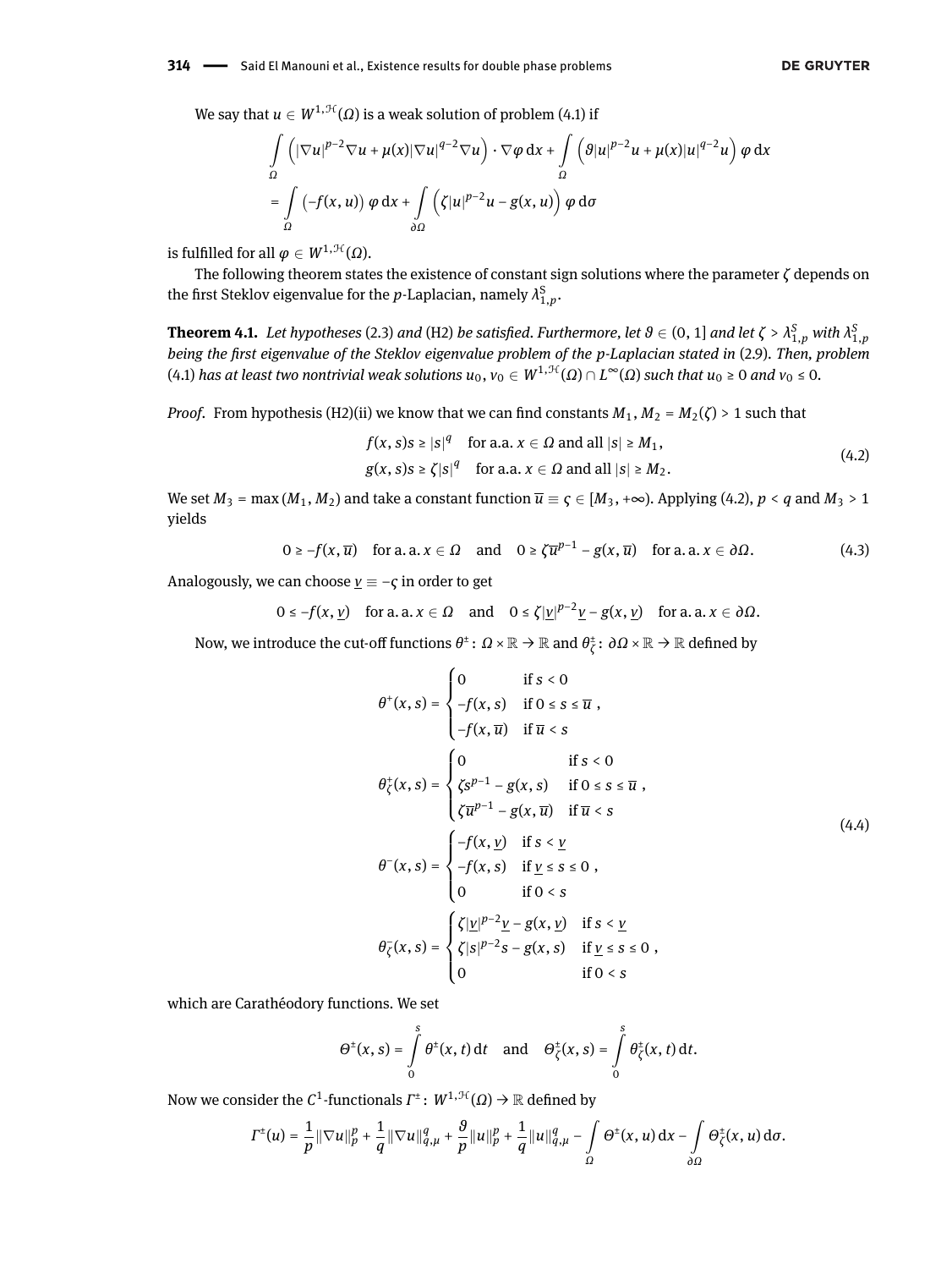We say that $u \in W^{1,\mathcal{H}}(\Omega)$ is a weak solution of problem (4.1) if

$$
\begin{aligned}
&\int_\Omega \left( |\nabla u|^{p-2}\nabla u + \mu(x)|\nabla u|^{q-2}\nabla u \right) \cdot \nabla \varphi \, \mathrm{d}x + \int_\Omega \left( \vartheta |u|^{p-2}u + \mu(x)|u|^{q-2}u \right) \varphi \, \mathrm{d}x \\
&= \int_\Omega \left( -f(x,u) \right) \varphi \, \mathrm{d}x + \int_{\partial\Omega} \left( \zeta |u|^{p-2}u - g(x,u) \right) \varphi \, \mathrm{d}\sigma
\end{aligned}
$$

is fulfilled for all $\varphi \in W^{1,\mathcal{H}}(\Omega)$.

The following theorem states the existence of constant sign solutions where the parameter $\zeta$ depends on the first Steklov eigenvalue for the $p$-Laplacian, namely $\lambda_{1,p}^S$.

**Theorem 4.1.** *Let hypotheses* (2.3) *and* (H2) *be satisfied. Furthermore, let $\vartheta \in (0,1]$ and let $\zeta > \lambda_{1,p}^S$ with $\lambda_{1,p}^S$ being the first eigenvalue of the Steklov eigenvalue problem of the p-Laplacian stated in* (2.9)*. Then, problem* (4.1) *has at least two nontrivial weak solutions $u_0, v_0 \in W^{1,\mathcal{H}}(\Omega) \cap L^\infty(\Omega)$ such that $u_0 \geq 0$ and $v_0 \leq 0$.*

*Proof.* From hypothesis (H2)(ii) we know that we can find constants $M_1, M_2 = M_2(\zeta) > 1$ such that

$$
\begin{aligned}
f(x,s)s &\geq |s|^q \quad \text{for a.a. } x \in \Omega \text{ and all } |s| \geq M_1, \\
g(x,s)s &\geq \zeta |s|^q \quad \text{for a.a. } x \in \Omega \text{ and all } |s| \geq M_2.
\end{aligned}
\tag{4.2}
$$

We set $M_3 = \max(M_1, M_2)$ and take a constant function $\overline{u} \equiv \varsigma \in [M_3, +\infty)$. Applying (4.2), $p < q$ and $M_3 > 1$ yields

$$
0 \geq -f(x,\overline{u}) \quad \text{for a. a. } x \in \Omega \quad \text{and} \quad 0 \geq \zeta \overline{u}^{p-1} - g(x,\overline{u}) \quad \text{for a. a. } x \in \partial\Omega. \tag{4.3}
$$

Analogously, we can choose $\underline{v} \equiv -\varsigma$ in order to get

$$
0 \leq -f(x,\underline{v}) \quad \text{for a. a. } x \in \Omega \quad \text{and} \quad 0 \leq \zeta |\underline{v}|^{p-2}\underline{v} - g(x,\underline{v}) \quad \text{for a. a. } x \in \partial\Omega.
$$

Now, we introduce the cut-off functions $\theta^\pm \colon \Omega \times \mathbb{R} \to \mathbb{R}$ and $\theta_\zeta^\pm \colon \partial\Omega \times \mathbb{R} \to \mathbb{R}$ defined by

$$
\begin{aligned}
\theta^+(x,s) &= \begin{cases} 0 & \text{if } s < 0 \\ -f(x,s) & \text{if } 0 \leq s \leq \overline{u} \\ -f(x,\overline{u}) & \text{if } \overline{u} < s \end{cases}, \\
\theta_\zeta^+(x,s) &= \begin{cases} 0 & \text{if } s < 0 \\ \zeta s^{p-1} - g(x,s) & \text{if } 0 \leq s \leq \overline{u} \\ \zeta \overline{u}^{p-1} - g(x,\overline{u}) & \text{if } \overline{u} < s \end{cases}, \\
\theta^-(x,s) &= \begin{cases} -f(x,\underline{v}) & \text{if } s < \underline{v} \\ -f(x,s) & \text{if } \underline{v} \leq s \leq 0 \\ 0 & \text{if } 0 < s \end{cases}, \\
\theta_\zeta^-(x,s) &= \begin{cases} \zeta |\underline{v}|^{p-2}\underline{v} - g(x,\underline{v}) & \text{if } s < \underline{v} \\ \zeta |s|^{p-2}s - g(x,s) & \text{if } \underline{v} \leq s \leq 0 \\ 0 & \text{if } 0 < s \end{cases},
\end{aligned}
\tag{4.4}
$$

which are Carathéodory functions. We set

$$
\Theta^\pm(x,s) = \int_0^s \theta^\pm(x,t)\, \mathrm{d}t \quad \text{and} \quad \Theta_\zeta^\pm(x,s) = \int_0^s \theta_\zeta^\pm(x,t)\, \mathrm{d}t.
$$

Now we consider the $C^1$-functionals $\Gamma^\pm \colon W^{1,\mathcal{H}}(\Omega) \to \mathbb{R}$ defined by

$$
\Gamma^\pm(u) = \frac{1}{p}\|\nabla u\|_p^p + \frac{1}{q}\|\nabla u\|_{q,\mu}^q + \frac{\vartheta}{p}\|u\|_p^p + \frac{1}{q}\|u\|_{q,\mu}^q - \int_\Omega \Theta^\pm(x,u)\, \mathrm{d}x - \int_{\partial\Omega} \Theta_\zeta^\pm(x,u)\, \mathrm{d}\sigma.
$$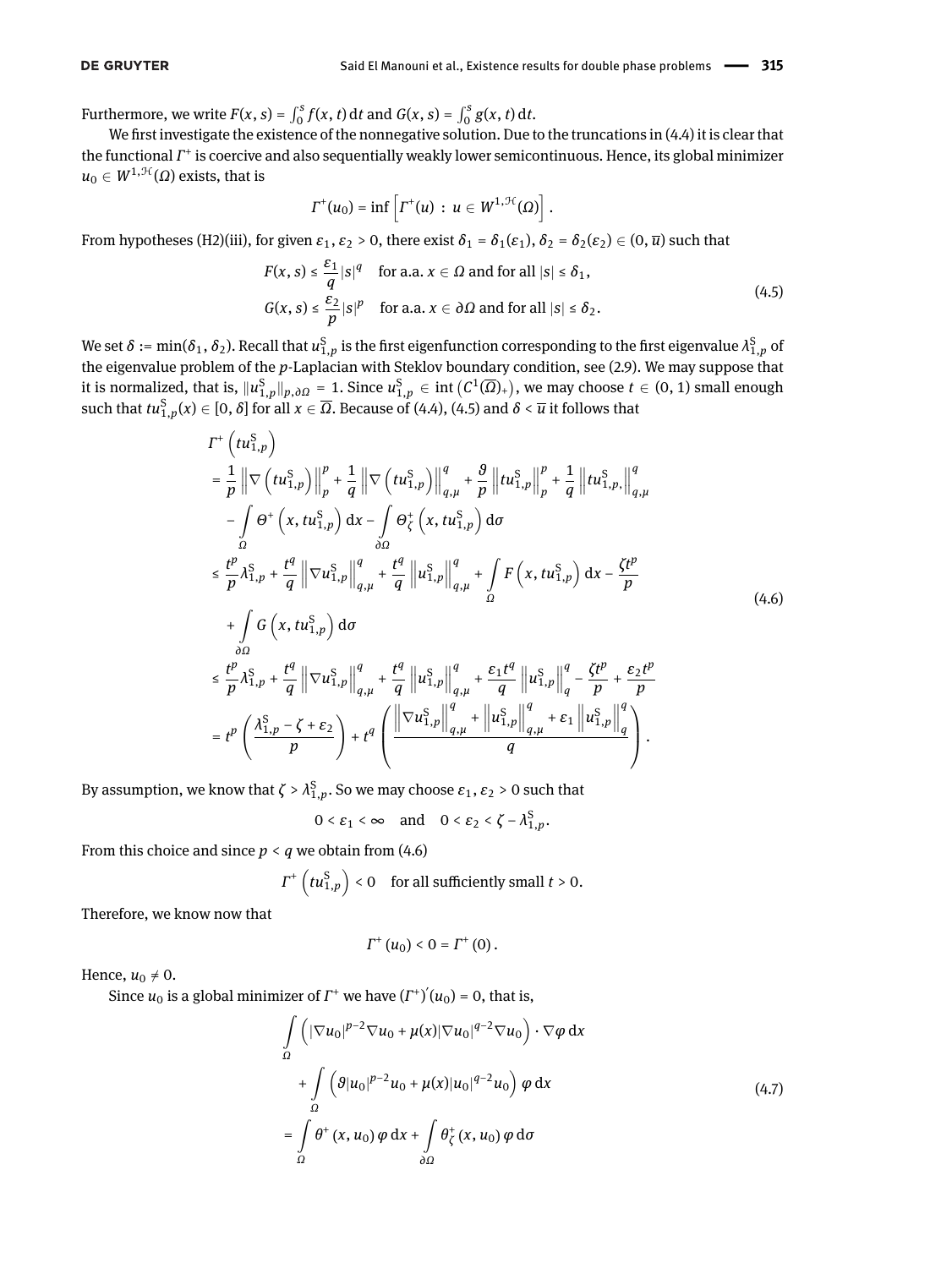Furthermore, we write $F(x, s) = \int_0^s f(x, t)\,\mathrm{d}t$ and $G(x, s) = \int_0^s g(x, t)\,\mathrm{d}t$.

We first investigate the existence of the nonnegative solution. Due to the truncations in (4.4) it is clear that the functional $\Gamma^+$ is coercive and also sequentially weakly lower semicontinuous. Hence, its global minimizer $u_0 \in W^{1,\mathcal{H}}(\Omega)$ exists, that is

$$\Gamma^+(u_0) = \inf\left[\Gamma^+(u) \,:\, u \in W^{1,\mathcal{H}}(\Omega)\right].$$

From hypotheses (H2)(iii), for given $\varepsilon_1, \varepsilon_2 > 0$, there exist $\delta_1 = \delta_1(\varepsilon_1)$, $\delta_2 = \delta_2(\varepsilon_2) \in (0, \overline{u})$ such that

$$\begin{aligned}
&F(x, s) \leq \frac{\varepsilon_1}{q}|s|^q \quad \text{for a.a. } x \in \Omega \text{ and for all } |s| \leq \delta_1,\\
&G(x, s) \leq \frac{\varepsilon_2}{p}|s|^p \quad \text{for a.a. } x \in \partial\Omega \text{ and for all } |s| \leq \delta_2.
\end{aligned} \tag{4.5}$$

We set $\delta := \min(\delta_1, \delta_2)$. Recall that $u_{1,p}^{\mathrm{S}}$ is the first eigenfunction corresponding to the first eigenvalue $\lambda_{1,p}^{\mathrm{S}}$ of the eigenvalue problem of the $p$-Laplacian with Steklov boundary condition, see (2.9). We may suppose that it is normalized, that is, $\|u_{1,p}^{\mathrm{S}}\|_{p,\partial\Omega} = 1$. Since $u_{1,p}^{\mathrm{S}} \in \operatorname{int}\left(C^1(\overline{\Omega})_+\right)$, we may choose $t \in (0, 1)$ small enough such that $tu_{1,p}^{\mathrm{S}}(x) \in [0, \delta]$ for all $x \in \overline{\Omega}$. Because of (4.4), (4.5) and $\delta < \overline{u}$ it follows that

$$\begin{aligned}
&\Gamma^+\left(tu_{1,p}^{\mathrm{S}}\right)\\
&= \frac{1}{p}\left\|\nabla\left(tu_{1,p}^{\mathrm{S}}\right)\right\|_p^p + \frac{1}{q}\left\|\nabla\left(tu_{1,p}^{\mathrm{S}}\right)\right\|_{q,\mu}^q + \frac{\vartheta}{p}\left\|tu_{1,p}^{\mathrm{S}}\right\|_p^p + \frac{1}{q}\left\|tu_{1,p,}^{\mathrm{S}}\right\|_{q,\mu}^q\\
&\quad - \int_\Omega \Theta^+\left(x, tu_{1,p}^{\mathrm{S}}\right)\mathrm{d}x - \int_{\partial\Omega} \Theta_\zeta^+\left(x, tu_{1,p}^{\mathrm{S}}\right)\mathrm{d}\sigma\\
&\leq \frac{t^p}{p}\lambda_{1,p}^{\mathrm{S}} + \frac{t^q}{q}\left\|\nabla u_{1,p}^{\mathrm{S}}\right\|_{q,\mu}^q + \frac{t^q}{q}\left\|u_{1,p}^{\mathrm{S}}\right\|_{q,\mu}^q + \int_\Omega F\left(x, tu_{1,p}^{\mathrm{S}}\right)\mathrm{d}x - \frac{\zeta t^p}{p}\\
&\quad + \int_{\partial\Omega} G\left(x, tu_{1,p}^{\mathrm{S}}\right)\mathrm{d}\sigma\\
&\leq \frac{t^p}{p}\lambda_{1,p}^{\mathrm{S}} + \frac{t^q}{q}\left\|\nabla u_{1,p}^{\mathrm{S}}\right\|_{q,\mu}^q + \frac{t^q}{q}\left\|u_{1,p}^{\mathrm{S}}\right\|_{q,\mu}^q + \frac{\varepsilon_1 t^q}{q}\left\|u_{1,p}^{\mathrm{S}}\right\|_q^q - \frac{\zeta t^p}{p} + \frac{\varepsilon_2 t^p}{p}\\
&= t^p\left(\frac{\lambda_{1,p}^{\mathrm{S}} - \zeta + \varepsilon_2}{p}\right) + t^q\left(\frac{\left\|\nabla u_{1,p}^{\mathrm{S}}\right\|_{q,\mu}^q + \left\|u_{1,p}^{\mathrm{S}}\right\|_{q,\mu}^q + \varepsilon_1\left\|u_{1,p}^{\mathrm{S}}\right\|_q^q}{q}\right).
\end{aligned} \tag{4.6}$$

By assumption, we know that $\zeta > \lambda_{1,p}^{\mathrm{S}}$. So we may choose $\varepsilon_1, \varepsilon_2 > 0$ such that

$$0 < \varepsilon_1 < \infty \quad \text{and} \quad 0 < \varepsilon_2 < \zeta - \lambda_{1,p}^{\mathrm{S}}.$$

From this choice and since $p < q$ we obtain from (4.6)

$$\Gamma^+\left(tu_{1,p}^{\mathrm{S}}\right) < 0 \quad \text{for all sufficiently small } t > 0.$$

Therefore, we know now that

$$\Gamma^+(u_0) < 0 = \Gamma^+(0).$$

Hence, $u_0 \neq 0$.

Since $u_0$ is a global minimizer of $\Gamma^+$ we have $(\Gamma^+)'(u_0) = 0$, that is,

$$\begin{aligned}
&\int_\Omega \left(|\nabla u_0|^{p-2}\nabla u_0 + \mu(x)|\nabla u_0|^{q-2}\nabla u_0\right)\cdot\nabla\varphi\,\mathrm{d}x\\
&\quad + \int_\Omega \left(\vartheta|u_0|^{p-2}u_0 + \mu(x)|u_0|^{q-2}u_0\right)\varphi\,\mathrm{d}x\\
&= \int_\Omega \theta^+(x, u_0)\,\varphi\,\mathrm{d}x + \int_{\partial\Omega} \theta_\zeta^+(x, u_0)\,\varphi\,\mathrm{d}\sigma
\end{aligned} \tag{4.7}$$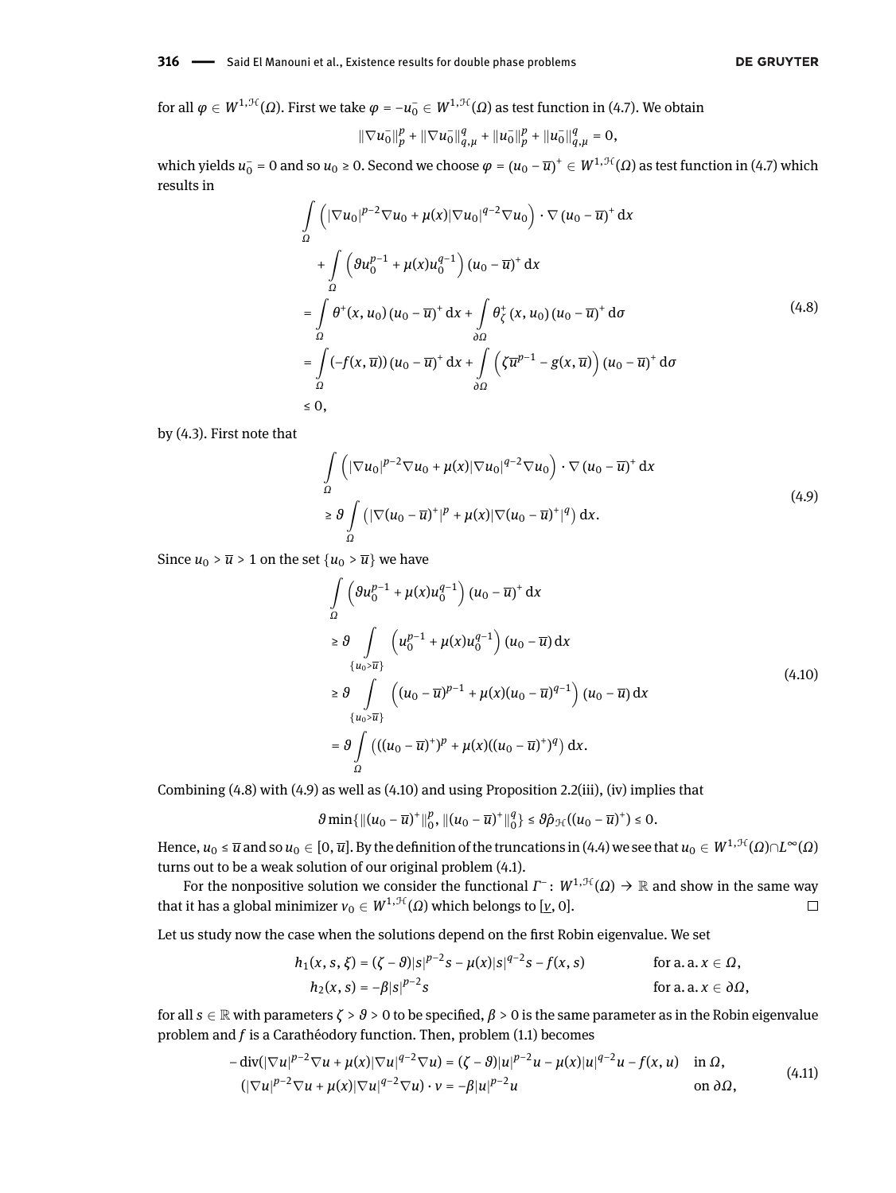for all $\varphi \in W^{1,\mathcal{H}}(\Omega)$. First we take $\varphi = -u_0^- \in W^{1,\mathcal{H}}(\Omega)$ as test function in (4.7). We obtain

$$\|\nabla u_0^-\|_p^p + \|\nabla u_0^-\|_{q,\mu}^q + \|u_0^-\|_p^p + \|u_0^-\|_{q,\mu}^q = 0,$$

which yields $u_0^- = 0$ and so $u_0 \geq 0$. Second we choose $\varphi = (u_0 - \overline{u})^+ \in W^{1,\mathcal{H}}(\Omega)$ as test function in (4.7) which results in

$$\begin{aligned}
&\int_\Omega \left(|\nabla u_0|^{p-2}\nabla u_0 + \mu(x)|\nabla u_0|^{q-2}\nabla u_0\right) \cdot \nabla (u_0 - \overline{u})^+ \,\mathrm{d}x \\
&\quad + \int_\Omega \left(\vartheta u_0^{p-1} + \mu(x) u_0^{q-1}\right)(u_0 - \overline{u})^+ \,\mathrm{d}x \\
&= \int_\Omega \theta^+(x, u_0)(u_0 - \overline{u})^+ \,\mathrm{d}x + \int_{\partial\Omega} \theta_\zeta^+(x, u_0)(u_0 - \overline{u})^+ \,\mathrm{d}\sigma \\
&= \int_\Omega (-f(x, \overline{u}))(u_0 - \overline{u})^+ \,\mathrm{d}x + \int_{\partial\Omega} \left(\zeta \overline{u}^{p-1} - g(x, \overline{u})\right)(u_0 - \overline{u})^+ \,\mathrm{d}\sigma \\
&\leq 0,
\end{aligned} \tag{4.8}$$

by (4.3). First note that

$$\begin{aligned}
&\int_\Omega \left(|\nabla u_0|^{p-2}\nabla u_0 + \mu(x)|\nabla u_0|^{q-2}\nabla u_0\right) \cdot \nabla (u_0 - \overline{u})^+ \,\mathrm{d}x \\
&\geq \vartheta \int_\Omega \left(|\nabla (u_0 - \overline{u})^+|^p + \mu(x)|\nabla (u_0 - \overline{u})^+|^q\right) \mathrm{d}x.
\end{aligned} \tag{4.9}$$

Since $u_0 > \overline{u} > 1$ on the set $\{u_0 > \overline{u}\}$ we have

$$\begin{aligned}
&\int_\Omega \left(\vartheta u_0^{p-1} + \mu(x) u_0^{q-1}\right)(u_0 - \overline{u})^+ \,\mathrm{d}x \\
&\geq \vartheta \int_{\{u_0 > \overline{u}\}} \left(u_0^{p-1} + \mu(x) u_0^{q-1}\right)(u_0 - \overline{u}) \,\mathrm{d}x \\
&\geq \vartheta \int_{\{u_0 > \overline{u}\}} \left((u_0 - \overline{u})^{p-1} + \mu(x)(u_0 - \overline{u})^{q-1}\right)(u_0 - \overline{u}) \,\mathrm{d}x \\
&= \vartheta \int_\Omega \left(((u_0 - \overline{u})^+)^p + \mu(x)((u_0 - \overline{u})^+)^q\right) \mathrm{d}x.
\end{aligned} \tag{4.10}$$

Combining (4.8) with (4.9) as well as (4.10) and using Proposition 2.2(iii), (iv) implies that

$$\vartheta \min\{\|(u_0 - \overline{u})^+\|_0^p, \|(u_0 - \overline{u})^+\|_0^q\} \leq \vartheta \hat{\rho}_{\mathcal{H}}((u_0 - \overline{u})^+) \leq 0.$$

Hence, $u_0 \leq \overline{u}$ and so $u_0 \in [0, \overline{u}]$. By the definition of the truncations in (4.4) we see that $u_0 \in W^{1,\mathcal{H}}(\Omega) \cap L^\infty(\Omega)$ turns out to be a weak solution of our original problem (4.1).

For the nonpositive solution we consider the functional $\Gamma^-\colon W^{1,\mathcal{H}}(\Omega) \to \mathbb{R}$ and show in the same way that it has a global minimizer $v_0 \in W^{1,\mathcal{H}}(\Omega)$ which belongs to $[\underline{v}, 0]$. □

Let us study now the case when the solutions depend on the first Robin eigenvalue. We set

$$\begin{aligned}
h_1(x, s, \xi) &= (\zeta - \vartheta)|s|^{p-2}s - \mu(x)|s|^{q-2}s - f(x, s) &&\text{for a. a. } x \in \Omega, \\
h_2(x, s) &= -\beta|s|^{p-2}s &&\text{for a. a. } x \in \partial\Omega,
\end{aligned}$$

for all $s \in \mathbb{R}$ with parameters $\zeta > \vartheta > 0$ to be specified, $\beta > 0$ is the same parameter as in the Robin eigenvalue problem and $f$ is a Carathéodory function. Then, problem (1.1) becomes

$$\begin{aligned}
-\operatorname{div}(|\nabla u|^{p-2}\nabla u + \mu(x)|\nabla u|^{q-2}\nabla u) &= (\zeta - \vartheta)|u|^{p-2}u - \mu(x)|u|^{q-2}u - f(x, u) &&\text{in } \Omega, \\
(|\nabla u|^{p-2}\nabla u + \mu(x)|\nabla u|^{q-2}\nabla u) \cdot \nu &= -\beta|u|^{p-2}u &&\text{on } \partial\Omega,
\end{aligned} \tag{4.11}$$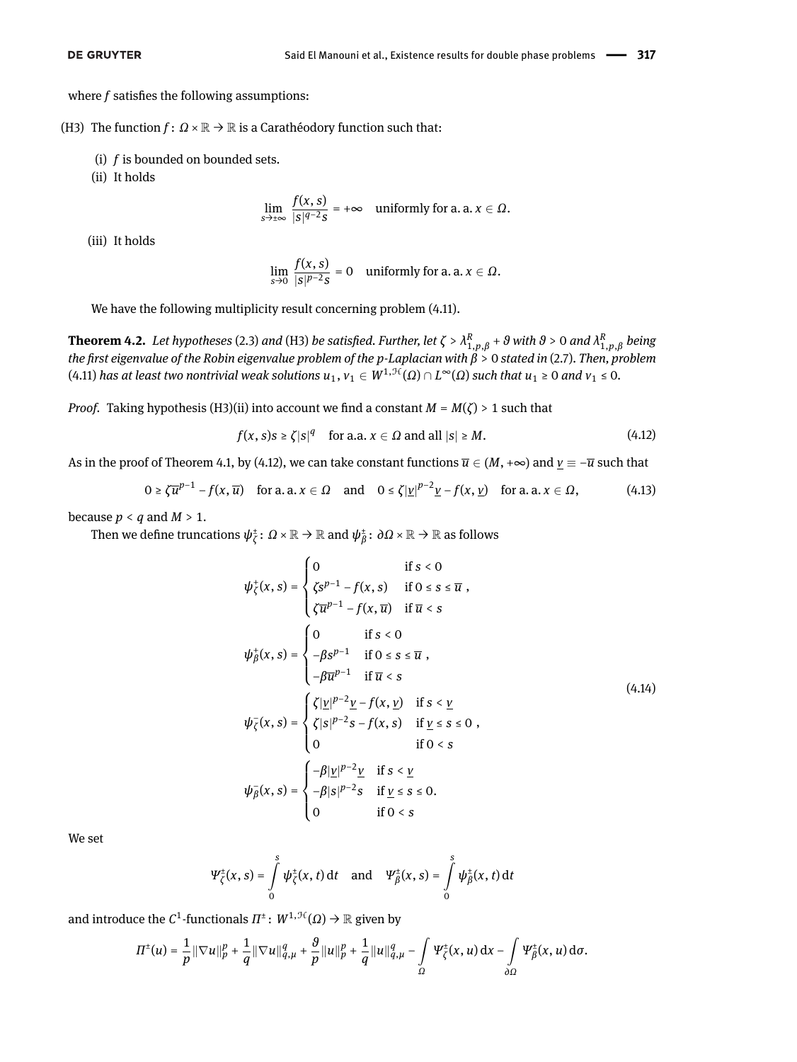where $f$ satisfies the following assumptions:

(H3) The function $f\colon \Omega \times \mathbb{R} \to \mathbb{R}$ is a Carathéodory function such that:

  (i) $f$ is bounded on bounded sets.

  (ii) It holds

$$\lim_{s \to \pm\infty} \frac{f(x,s)}{|s|^{q-2}s} = +\infty \quad \text{uniformly for a. a. } x \in \Omega.$$

  (iii) It holds

$$\lim_{s \to 0} \frac{f(x,s)}{|s|^{p-2}s} = 0 \quad \text{uniformly for a. a. } x \in \Omega.$$

We have the following multiplicity result concerning problem (4.11).

**Theorem 4.2.** *Let hypotheses* (2.3) *and* (H3) *be satisfied. Further, let $\zeta > \lambda^R_{1,p,\beta} + \vartheta$ with $\vartheta > 0$ and $\lambda^R_{1,p,\beta}$ being the first eigenvalue of the Robin eigenvalue problem of the p-Laplacian with $\beta > 0$ stated in* (2.7)*. Then, problem* (4.11) *has at least two nontrivial weak solutions $u_1, v_1 \in W^{1,\mathcal{H}}(\Omega) \cap L^\infty(\Omega)$ such that $u_1 \geq 0$ and $v_1 \leq 0$.*

*Proof.* Taking hypothesis (H3)(ii) into account we find a constant $M = M(\zeta) > 1$ such that

$$f(x,s)s \geq \zeta |s|^q \quad \text{for a.a. } x \in \Omega \text{ and all } |s| \geq M. \tag{4.12}$$

As in the proof of Theorem 4.1, by (4.12), we can take constant functions $\overline{u} \in (M, +\infty)$ and $\underline{v} \equiv -\overline{u}$ such that

$$0 \geq \zeta \overline{u}^{p-1} - f(x,\overline{u}) \quad \text{for a. a. } x \in \Omega \quad \text{and} \quad 0 \leq \zeta |\underline{v}|^{p-2}\underline{v} - f(x,\underline{v}) \quad \text{for a. a. } x \in \Omega, \tag{4.13}$$

because $p < q$ and $M > 1$.

Then we define truncations $\psi^\pm_\zeta\colon \Omega \times \mathbb{R} \to \mathbb{R}$ and $\psi^\pm_\beta\colon \partial\Omega \times \mathbb{R} \to \mathbb{R}$ as follows

$$
\begin{aligned}
\psi^+_\zeta(x,s) &= \begin{cases} 0 & \text{if } s < 0 \\ \zeta s^{p-1} - f(x,s) & \text{if } 0 \leq s \leq \overline{u} \\ \zeta \overline{u}^{p-1} - f(x,\overline{u}) & \text{if } \overline{u} < s \end{cases}, \\
\psi^+_\beta(x,s) &= \begin{cases} 0 & \text{if } s < 0 \\ -\beta s^{p-1} & \text{if } 0 \leq s \leq \overline{u} \\ -\beta \overline{u}^{p-1} & \text{if } \overline{u} < s \end{cases}, \\
\psi^-_\zeta(x,s) &= \begin{cases} \zeta |\underline{v}|^{p-2}\underline{v} - f(x,\underline{v}) & \text{if } s < \underline{v} \\ \zeta |s|^{p-2}s - f(x,s) & \text{if } \underline{v} \leq s \leq 0 \\ 0 & \text{if } 0 < s \end{cases}, \\
\psi^-_\beta(x,s) &= \begin{cases} -\beta |\underline{v}|^{p-2}\underline{v} & \text{if } s < \underline{v} \\ -\beta |s|^{p-2}s & \text{if } \underline{v} \leq s \leq 0. \\ 0 & \text{if } 0 < s \end{cases}
\end{aligned}
\tag{4.14}
$$

We set

$$\Psi^\pm_\zeta(x,s) = \int_0^s \psi^\pm_\zeta(x,t)\,\mathrm{d}t \quad \text{and} \quad \Psi^\pm_\beta(x,s) = \int_0^s \psi^\pm_\beta(x,t)\,\mathrm{d}t$$

and introduce the $C^1$-functionals $\Pi^\pm\colon W^{1,\mathcal{H}}(\Omega) \to \mathbb{R}$ given by

$$\Pi^\pm(u) = \frac{1}{p}\|\nabla u\|_p^p + \frac{1}{q}\|\nabla u\|_{q,\mu}^q + \frac{\vartheta}{p}\|u\|_p^p + \frac{1}{q}\|u\|_{q,\mu}^q - \int_\Omega \Psi^\pm_\zeta(x,u)\,\mathrm{d}x - \int_{\partial\Omega} \Psi^\pm_\beta(x,u)\,\mathrm{d}\sigma.$$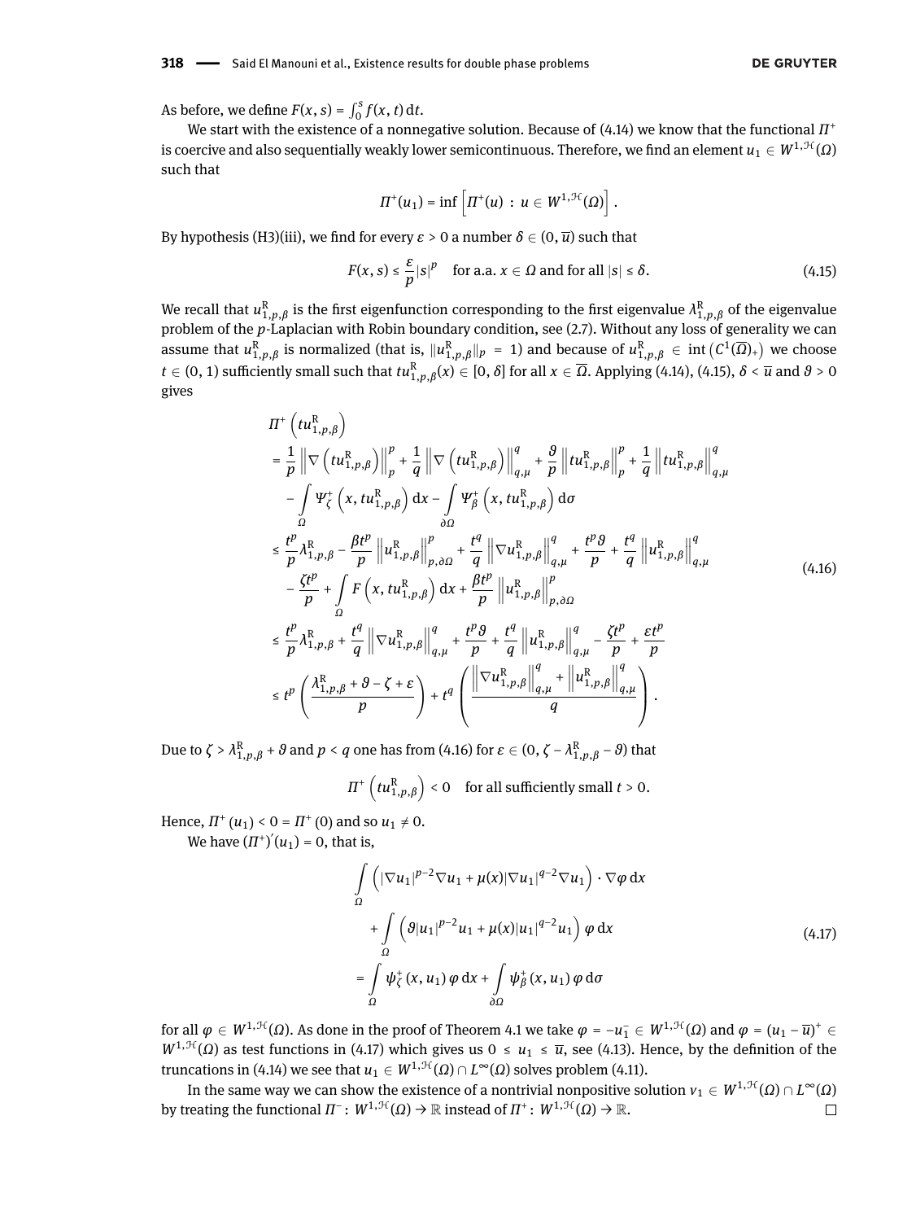As before, we define $F(x, s) = \int_0^s f(x, t)\,\mathrm{d}t$.

We start with the existence of a nonnegative solution. Because of (4.14) we know that the functional $\Pi^+$ is coercive and also sequentially weakly lower semicontinuous. Therefore, we find an element $u_1 \in W^{1,\mathcal{H}}(\Omega)$ such that

$$\Pi^+(u_1) = \inf\left[\Pi^+(u) : u \in W^{1,\mathcal{H}}(\Omega)\right].$$

By hypothesis (H3)(iii), we find for every $\varepsilon > 0$ a number $\delta \in (0, \overline{u})$ such that

$$F(x, s) \le \frac{\varepsilon}{p}|s|^p \quad \text{for a.a. } x \in \Omega \text{ and for all } |s| \le \delta. \tag{4.15}$$

We recall that $u^{\mathrm{R}}_{1,p,\beta}$ is the first eigenfunction corresponding to the first eigenvalue $\lambda^{\mathrm{R}}_{1,p,\beta}$ of the eigenvalue problem of the $p$-Laplacian with Robin boundary condition, see (2.7). Without any loss of generality we can assume that $u^{\mathrm{R}}_{1,p,\beta}$ is normalized (that is, $\|u^{\mathrm{R}}_{1,p,\beta}\|_p = 1$) and because of $u^{\mathrm{R}}_{1,p,\beta} \in \operatorname{int}\left(C^1(\overline{\Omega})_+\right)$ we choose $t \in (0, 1)$ sufficiently small such that $tu^{\mathrm{R}}_{1,p,\beta}(x) \in [0, \delta]$ for all $x \in \overline{\Omega}$. Applying (4.14), (4.15), $\delta < \overline{u}$ and $\vartheta > 0$ gives

$$
\begin{aligned}
&\Pi^+\left(tu^{\mathrm{R}}_{1,p,\beta}\right)\\
&= \frac{1}{p}\left\|\nabla\left(tu^{\mathrm{R}}_{1,p,\beta}\right)\right\|_p^p + \frac{1}{q}\left\|\nabla\left(tu^{\mathrm{R}}_{1,p,\beta}\right)\right\|_{q,\mu}^q + \frac{\vartheta}{p}\left\|tu^{\mathrm{R}}_{1,p,\beta}\right\|_p^p + \frac{1}{q}\left\|tu^{\mathrm{R}}_{1,p,\beta}\right\|_{q,\mu}^q\\
&\quad - \int_\Omega \Psi^+_\zeta\left(x, tu^{\mathrm{R}}_{1,p,\beta}\right)\mathrm{d}x - \int_{\partial\Omega} \Psi^+_\beta\left(x, tu^{\mathrm{R}}_{1,p,\beta}\right)\mathrm{d}\sigma\\
&\le \frac{t^p}{p}\lambda^{\mathrm{R}}_{1,p,\beta} - \frac{\beta t^p}{p}\left\|u^{\mathrm{R}}_{1,p,\beta}\right\|_{p,\partial\Omega}^p + \frac{t^q}{q}\left\|\nabla u^{\mathrm{R}}_{1,p,\beta}\right\|_{q,\mu}^q + \frac{t^p\vartheta}{p} + \frac{t^q}{q}\left\|u^{\mathrm{R}}_{1,p,\beta}\right\|_{q,\mu}^q\\
&\quad - \frac{\zeta t^p}{p} + \int_\Omega F\left(x, tu^{\mathrm{R}}_{1,p,\beta}\right)\mathrm{d}x + \frac{\beta t^p}{p}\left\|u^{\mathrm{R}}_{1,p,\beta}\right\|_{p,\partial\Omega}^p\\
&\le \frac{t^p}{p}\lambda^{\mathrm{R}}_{1,p,\beta} + \frac{t^q}{q}\left\|\nabla u^{\mathrm{R}}_{1,p,\beta}\right\|_{q,\mu}^q + \frac{t^p\vartheta}{p} + \frac{t^q}{q}\left\|u^{\mathrm{R}}_{1,p,\beta}\right\|_{q,\mu}^q - \frac{\zeta t^p}{p} + \frac{\varepsilon t^p}{p}\\
&\le t^p\left(\frac{\lambda^{\mathrm{R}}_{1,p,\beta} + \vartheta - \zeta + \varepsilon}{p}\right) + t^q\left(\frac{\left\|\nabla u^{\mathrm{R}}_{1,p,\beta}\right\|_{q,\mu}^q + \left\|u^{\mathrm{R}}_{1,p,\beta}\right\|_{q,\mu}^q}{q}\right).
\end{aligned}
\tag{4.16}
$$

Due to $\zeta > \lambda^{\mathrm{R}}_{1,p,\beta} + \vartheta$ and $p < q$ one has from (4.16) for $\varepsilon \in (0, \zeta - \lambda^{\mathrm{R}}_{1,p,\beta} - \vartheta)$ that

$$\Pi^+\left(tu^{\mathrm{R}}_{1,p,\beta}\right) < 0 \quad \text{for all sufficiently small } t > 0.$$

Hence, $\Pi^+(u_1) < 0 = \Pi^+(0)$ and so $u_1 \neq 0$.

We have $(\Pi^+)'(u_1) = 0$, that is,

$$
\begin{aligned}
&\int_\Omega \left(|\nabla u_1|^{p-2}\nabla u_1 + \mu(x)|\nabla u_1|^{q-2}\nabla u_1\right)\cdot\nabla\varphi\,\mathrm{d}x\\
&\quad + \int_\Omega \left(\vartheta|u_1|^{p-2}u_1 + \mu(x)|u_1|^{q-2}u_1\right)\varphi\,\mathrm{d}x\\
&= \int_\Omega \psi^+_\zeta(x, u_1)\,\varphi\,\mathrm{d}x + \int_{\partial\Omega} \psi^+_\beta(x, u_1)\,\varphi\,\mathrm{d}\sigma
\end{aligned}
\tag{4.17}
$$

for all $\varphi \in W^{1,\mathcal{H}}(\Omega)$. As done in the proof of Theorem 4.1 we take $\varphi = -u_1^- \in W^{1,\mathcal{H}}(\Omega)$ and $\varphi = (u_1 - \overline{u})^+ \in W^{1,\mathcal{H}}(\Omega)$ as test functions in (4.17) which gives us $0 \le u_1 \le \overline{u}$, see (4.13). Hence, by the definition of the truncations in (4.14) we see that $u_1 \in W^{1,\mathcal{H}}(\Omega) \cap L^\infty(\Omega)$ solves problem (4.11).

In the same way we can show the existence of a nontrivial nonpositive solution $v_1 \in W^{1,\mathcal{H}}(\Omega) \cap L^\infty(\Omega)$ by treating the functional $\Pi^- : W^{1,\mathcal{H}}(\Omega) \to \mathbb{R}$ instead of $\Pi^+ : W^{1,\mathcal{H}}(\Omega) \to \mathbb{R}$. □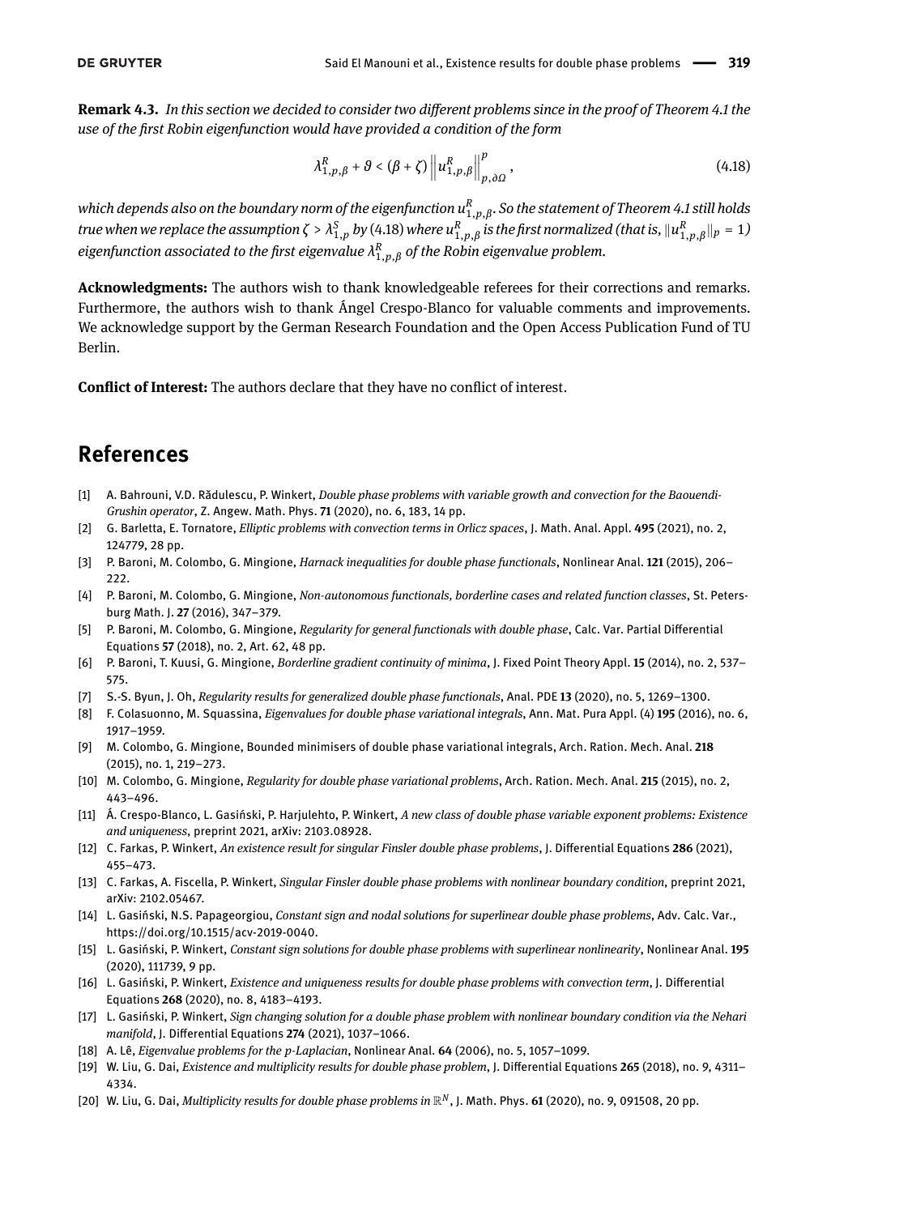**Remark 4.3.** *In this section we decided to consider two different problems since in the proof of Theorem 4.1 the use of the first Robin eigenfunction would have provided a condition of the form*

$$\lambda^R_{1,p,\beta} + \vartheta < (\beta + \zeta) \left\| u^R_{1,p,\beta} \right\|^p_{p,\partial\Omega}, \tag{4.18}$$

*which depends also on the boundary norm of the eigenfunction $u^R_{1,p,\beta}$. So the statement of Theorem 4.1 still holds true when we replace the assumption $\zeta > \lambda^S_{1,p}$ by (4.18) where $u^R_{1,p,\beta}$ is the first normalized (that is, $\|u^R_{1,p,\beta}\|_p = 1$) eigenfunction associated to the first eigenvalue $\lambda^R_{1,p,\beta}$ of the Robin eigenvalue problem.*

**Acknowledgments:** The authors wish to thank knowledgeable referees for their corrections and remarks. Furthermore, the authors wish to thank Ángel Crespo-Blanco for valuable comments and improvements. We acknowledge support by the German Research Foundation and the Open Access Publication Fund of TU Berlin.

**Conflict of Interest:** The authors declare that they have no conflict of interest.

# References

[1] A. Bahrouni, V.D. Rădulescu, P. Winkert, *Double phase problems with variable growth and convection for the Baouendi-Grushin operator*, Z. Angew. Math. Phys. **71** (2020), no. 6, 183, 14 pp.

[2] G. Barletta, E. Tornatore, *Elliptic problems with convection terms in Orlicz spaces*, J. Math. Anal. Appl. **495** (2021), no. 2, 124779, 28 pp.

[3] P. Baroni, M. Colombo, G. Mingione, *Harnack inequalities for double phase functionals*, Nonlinear Anal. **121** (2015), 206–222.

[4] P. Baroni, M. Colombo, G. Mingione, *Non-autonomous functionals, borderline cases and related function classes*, St. Petersburg Math. J. **27** (2016), 347–379.

[5] P. Baroni, M. Colombo, G. Mingione, *Regularity for general functionals with double phase*, Calc. Var. Partial Differential Equations **57** (2018), no. 2, Art. 62, 48 pp.

[6] P. Baroni, T. Kuusi, G. Mingione, *Borderline gradient continuity of minima*, J. Fixed Point Theory Appl. **15** (2014), no. 2, 537–575.

[7] S.-S. Byun, J. Oh, *Regularity results for generalized double phase functionals*, Anal. PDE **13** (2020), no. 5, 1269–1300.

[8] F. Colasuonno, M. Squassina, *Eigenvalues for double phase variational integrals*, Ann. Mat. Pura Appl. (4) **195** (2016), no. 6, 1917–1959.

[9] M. Colombo, G. Mingione, Bounded minimisers of double phase variational integrals, Arch. Ration. Mech. Anal. **218** (2015), no. 1, 219–273.

[10] M. Colombo, G. Mingione, *Regularity for double phase variational problems*, Arch. Ration. Mech. Anal. **215** (2015), no. 2, 443–496.

[11] Á. Crespo-Blanco, L. Gasiński, P. Harjulehto, P. Winkert, *A new class of double phase variable exponent problems: Existence and uniqueness*, preprint 2021, arXiv: 2103.08928.

[12] C. Farkas, P. Winkert, *An existence result for singular Finsler double phase problems*, J. Differential Equations **286** (2021), 455–473.

[13] C. Farkas, A. Fiscella, P. Winkert, *Singular Finsler double phase problems with nonlinear boundary condition*, preprint 2021, arXiv: 2102.05467.

[14] L. Gasiński, N.S. Papageorgiou, *Constant sign and nodal solutions for superlinear double phase problems*, Adv. Calc. Var., https://doi.org/10.1515/acv-2019-0040.

[15] L. Gasiński, P. Winkert, *Constant sign solutions for double phase problems with superlinear nonlinearity*, Nonlinear Anal. **195** (2020), 111739, 9 pp.

[16] L. Gasiński, P. Winkert, *Existence and uniqueness results for double phase problems with convection term*, J. Differential Equations **268** (2020), no. 8, 4183–4193.

[17] L. Gasiński, P. Winkert, *Sign changing solution for a double phase problem with nonlinear boundary condition via the Nehari manifold*, J. Differential Equations **274** (2021), 1037–1066.

[18] A. Lê, *Eigenvalue problems for the p-Laplacian*, Nonlinear Anal. **64** (2006), no. 5, 1057–1099.

[19] W. Liu, G. Dai, *Existence and multiplicity results for double phase problem*, J. Differential Equations **265** (2018), no. 9, 4311–4334.

[20] W. Liu, G. Dai, *Multiplicity results for double phase problems in $\mathbb{R}^N$*, J. Math. Phys. **61** (2020), no. 9, 091508, 20 pp.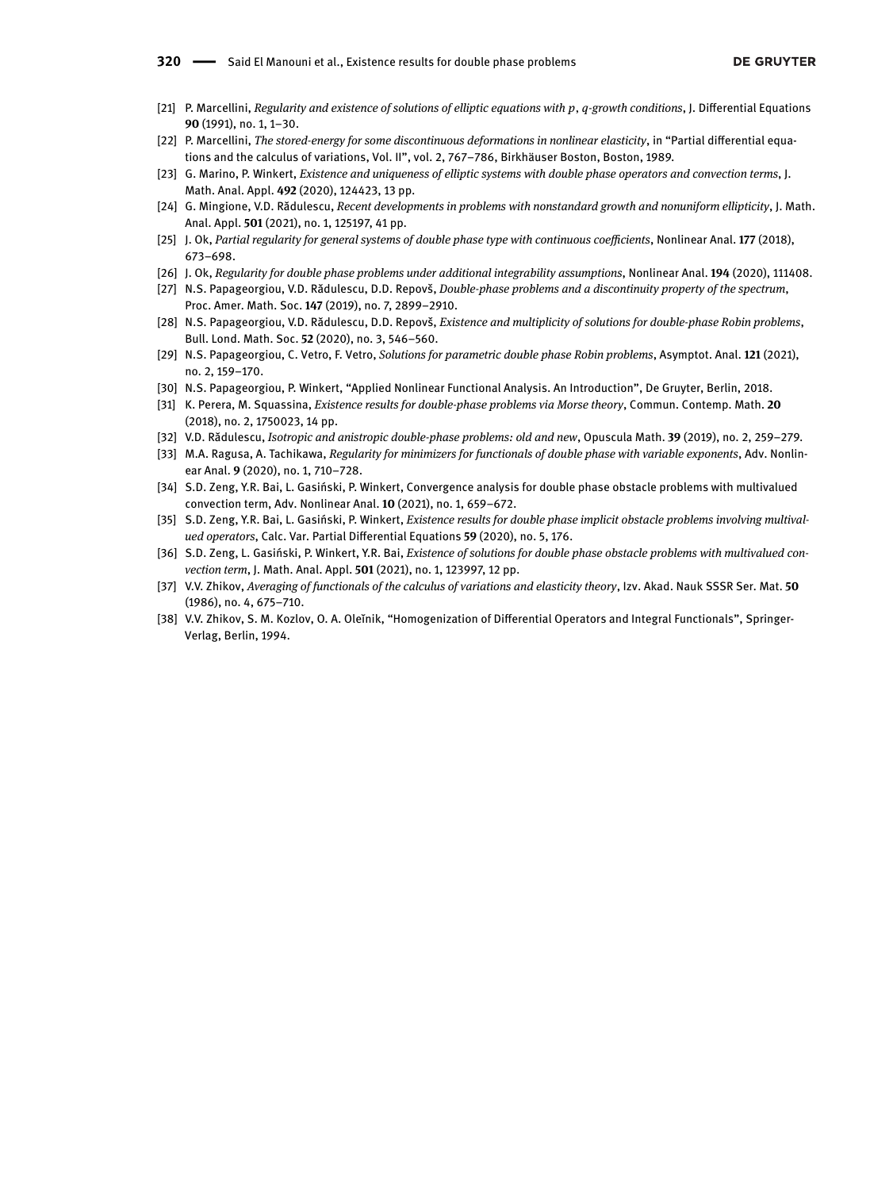[21] P. Marcellini, *Regularity and existence of solutions of elliptic equations with $p$, $q$-growth conditions*, J. Differential Equations **90** (1991), no. 1, 1–30.

[22] P. Marcellini, *The stored-energy for some discontinuous deformations in nonlinear elasticity*, in "Partial differential equations and the calculus of variations, Vol. II", vol. 2, 767–786, Birkhäuser Boston, Boston, 1989.

[23] G. Marino, P. Winkert, *Existence and uniqueness of elliptic systems with double phase operators and convection terms*, J. Math. Anal. Appl. **492** (2020), 124423, 13 pp.

[24] G. Mingione, V.D. Rădulescu, *Recent developments in problems with nonstandard growth and nonuniform ellipticity*, J. Math. Anal. Appl. **501** (2021), no. 1, 125197, 41 pp.

[25] J. Ok, *Partial regularity for general systems of double phase type with continuous coefficients*, Nonlinear Anal. **177** (2018), 673–698.

[26] J. Ok, *Regularity for double phase problems under additional integrability assumptions*, Nonlinear Anal. **194** (2020), 111408.

[27] N.S. Papageorgiou, V.D. Rădulescu, D.D. Repovš, *Double-phase problems and a discontinuity property of the spectrum*, Proc. Amer. Math. Soc. **147** (2019), no. 7, 2899–2910.

[28] N.S. Papageorgiou, V.D. Rădulescu, D.D. Repovš, *Existence and multiplicity of solutions for double-phase Robin problems*, Bull. Lond. Math. Soc. **52** (2020), no. 3, 546–560.

[29] N.S. Papageorgiou, C. Vetro, F. Vetro, *Solutions for parametric double phase Robin problems*, Asymptot. Anal. **121** (2021), no. 2, 159–170.

[30] N.S. Papageorgiou, P. Winkert, "Applied Nonlinear Functional Analysis. An Introduction", De Gruyter, Berlin, 2018.

[31] K. Perera, M. Squassina, *Existence results for double-phase problems via Morse theory*, Commun. Contemp. Math. **20** (2018), no. 2, 1750023, 14 pp.

[32] V.D. Rădulescu, *Isotropic and anistropic double-phase problems: old and new*, Opuscula Math. **39** (2019), no. 2, 259–279.

[33] M.A. Ragusa, A. Tachikawa, *Regularity for minimizers for functionals of double phase with variable exponents*, Adv. Nonlinear Anal. **9** (2020), no. 1, 710–728.

[34] S.D. Zeng, Y.R. Bai, L. Gasiński, P. Winkert, Convergence analysis for double phase obstacle problems with multivalued convection term, Adv. Nonlinear Anal. **10** (2021), no. 1, 659–672.

[35] S.D. Zeng, Y.R. Bai, L. Gasiński, P. Winkert, *Existence results for double phase implicit obstacle problems involving multivalued operators*, Calc. Var. Partial Differential Equations **59** (2020), no. 5, 176.

[36] S.D. Zeng, L. Gasiński, P. Winkert, Y.R. Bai, *Existence of solutions for double phase obstacle problems with multivalued convection term*, J. Math. Anal. Appl. **501** (2021), no. 1, 123997, 12 pp.

[37] V.V. Zhikov, *Averaging of functionals of the calculus of variations and elasticity theory*, Izv. Akad. Nauk SSSR Ser. Mat. **50** (1986), no. 4, 675–710.

[38] V.V. Zhikov, S. M. Kozlov, O. A. Oleĭnik, "Homogenization of Differential Operators and Integral Functionals", Springer-Verlag, Berlin, 1994.